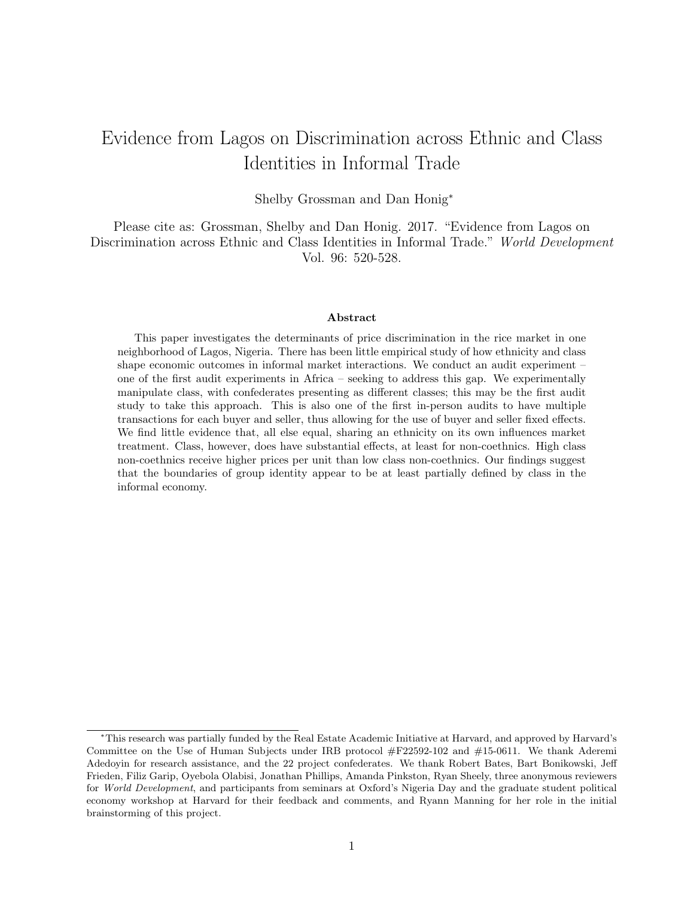# Evidence from Lagos on Discrimination across Ethnic and Class Identities in Informal Trade

Shelby Grossman and Dan Honig*

Please cite as: Grossman, Shelby and Dan Honig. 2017. "Evidence from Lagos on Discrimination across Ethnic and Class Identities in Informal Trade." *World Development* Vol. 96: 520-528.

### Abstract

This paper investigates the determinants of price discrimination in the rice market in one neighborhood of Lagos, Nigeria. There has been little empirical study of how ethnicity and class shape economic outcomes in informal market interactions. We conduct an audit experiment – one of the first audit experiments in Africa – seeking to address this gap. We experimentally manipulate class, with confederates presenting as different classes; this may be the first audit study to take this approach. This is also one of the first in-person audits to have multiple transactions for each buyer and seller, thus allowing for the use of buyer and seller fixed effects. We find little evidence that, all else equal, sharing an ethnicity on its own influences market treatment. Class, however, does have substantial effects, at least for non-coethnics. High class non-coethnics receive higher prices per unit than low class non-coethnics. Our findings suggest that the boundaries of group identity appear to be at least partially defined by class in the informal economy.

---

*This research was partially funded by the Real Estate Academic Initiative at Harvard, and approved by Harvard's Committee on the Use of Human Subjects under IRB protocol #F22592-102 and #15-0611. We thank Aderemi Adedoyin for research assistance, and the 22 project confederates. We thank Robert Bates, Bart Bonikowski, Jeff Frieden, Filiz Garip, Oyebola Olabisi, Jonathan Phillips, Amanda Pinkston, Ryan Sheely, three anonymous reviewers for *World Development*, and participants from seminars at Oxford's Nigeria Day and the graduate student political economy workshop at Harvard for their feedback and comments, and Ryann Manning for her role in the initial brainstorming of this project.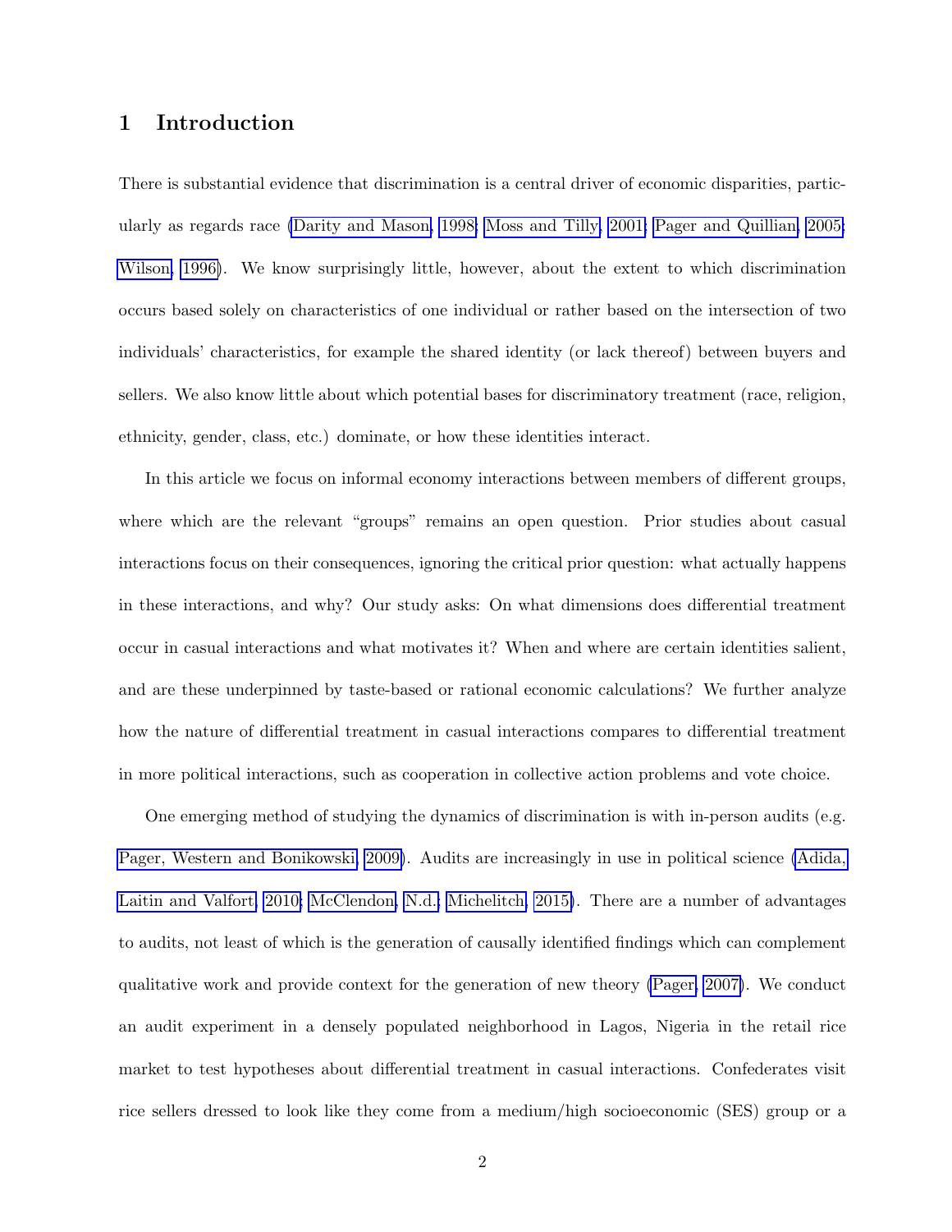# 1 Introduction

There is substantial evidence that discrimination is a central driver of economic disparities, particularly as regards race (Darity and Mason, 1998; Moss and Tilly, 2001; Pager and Quillian, 2005; Wilson, 1996). We know surprisingly little, however, about the extent to which discrimination occurs based solely on characteristics of one individual or rather based on the intersection of two individuals' characteristics, for example the shared identity (or lack thereof) between buyers and sellers. We also know little about which potential bases for discriminatory treatment (race, religion, ethnicity, gender, class, etc.) dominate, or how these identities interact.

In this article we focus on informal economy interactions between members of different groups, where which are the relevant "groups" remains an open question. Prior studies about casual interactions focus on their consequences, ignoring the critical prior question: what actually happens in these interactions, and why? Our study asks: On what dimensions does differential treatment occur in casual interactions and what motivates it? When and where are certain identities salient, and are these underpinned by taste-based or rational economic calculations? We further analyze how the nature of differential treatment in casual interactions compares to differential treatment in more political interactions, such as cooperation in collective action problems and vote choice.

One emerging method of studying the dynamics of discrimination is with in-person audits (e.g. Pager, Western and Bonikowski, 2009). Audits are increasingly in use in political science (Adida, Laitin and Valfort, 2010; McClendon, N.d.; Michelitch, 2015). There are a number of advantages to audits, not least of which is the generation of causally identified findings which can complement qualitative work and provide context for the generation of new theory (Pager, 2007). We conduct an audit experiment in a densely populated neighborhood in Lagos, Nigeria in the retail rice market to test hypotheses about differential treatment in casual interactions. Confederates visit rice sellers dressed to look like they come from a medium/high socioeconomic (SES) group or a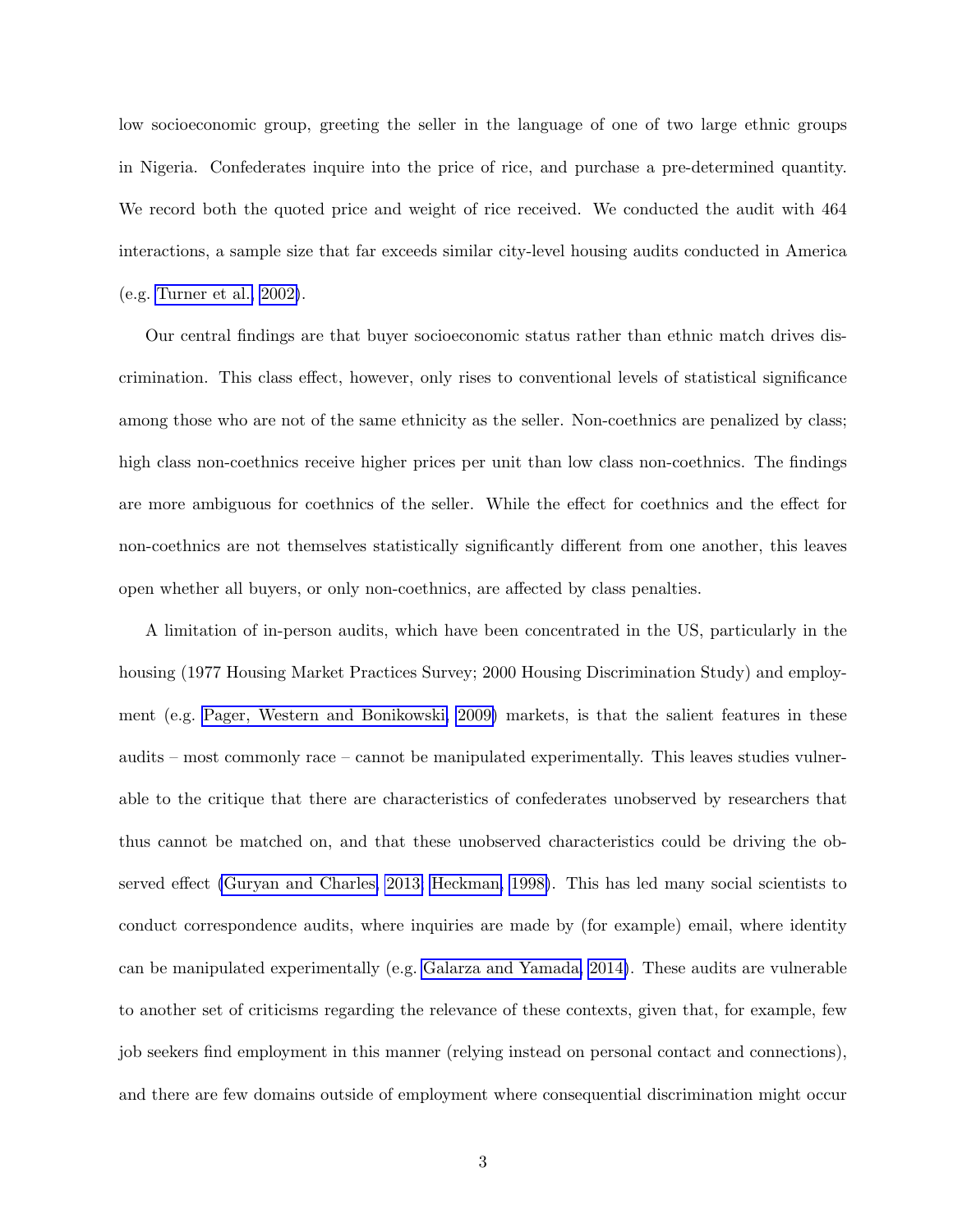low socioeconomic group, greeting the seller in the language of one of two large ethnic groups in Nigeria. Confederates inquire into the price of rice, and purchase a pre-determined quantity. We record both the quoted price and weight of rice received. We conducted the audit with 464 interactions, a sample size that far exceeds similar city-level housing audits conducted in America (e.g. Turner et al. 2002).

Our central findings are that buyer socioeconomic status rather than ethnic match drives discrimination. This class effect, however, only rises to conventional levels of statistical significance among those who are not of the same ethnicity as the seller. Non-coethnics are penalized by class; high class non-coethnics receive higher prices per unit than low class non-coethnics. The findings are more ambiguous for coethnics of the seller. While the effect for coethnics and the effect for non-coethnics are not themselves statistically significantly different from one another, this leaves open whether all buyers, or only non-coethnics, are affected by class penalties.

A limitation of in-person audits, which have been concentrated in the US, particularly in the housing (1977 Housing Market Practices Survey; 2000 Housing Discrimination Study) and employment (e.g. Pager, Western and Bonikowski 2009) markets, is that the salient features in these audits – most commonly race – cannot be manipulated experimentally. This leaves studies vulnerable to the critique that there are characteristics of confederates unobserved by researchers that thus cannot be matched on, and that these unobserved characteristics could be driving the observed effect (Guryan and Charles 2013; Heckman 1998). This has led many social scientists to conduct correspondence audits, where inquiries are made by (for example) email, where identity can be manipulated experimentally (e.g. Galarza and Yamada 2014). These audits are vulnerable to another set of criticisms regarding the relevance of these contexts, given that, for example, few job seekers find employment in this manner (relying instead on personal contact and connections), and there are few domains outside of employment where consequential discrimination might occur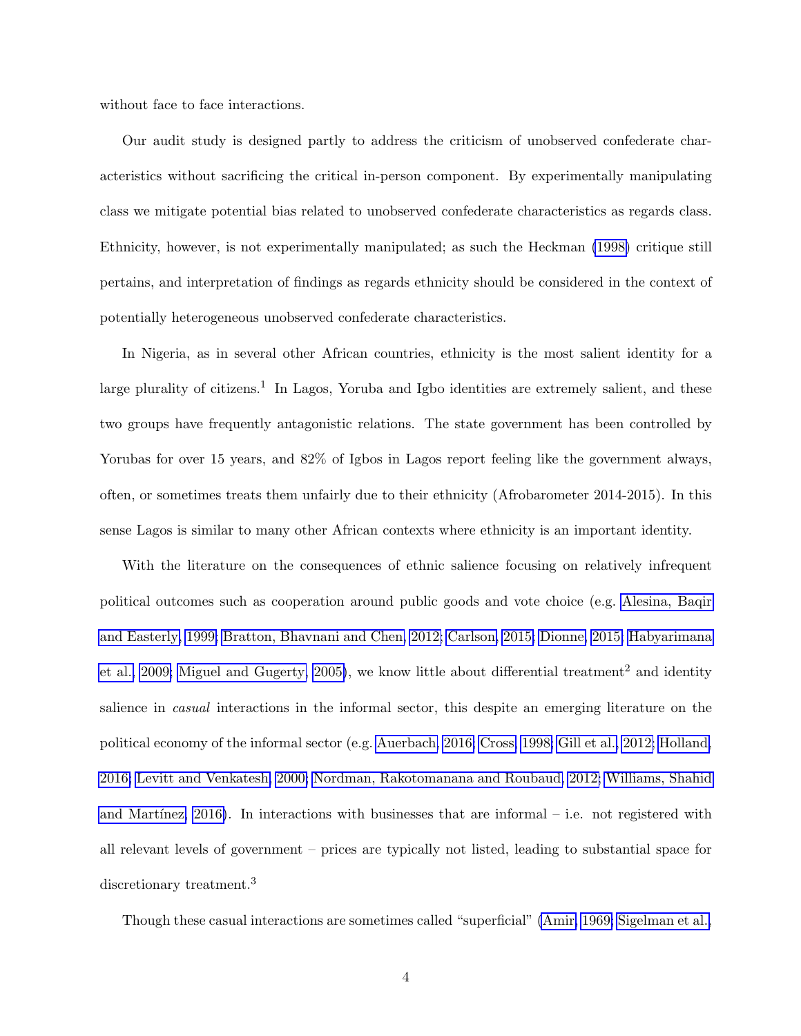without face to face interactions.

Our audit study is designed partly to address the criticism of unobserved confederate characteristics without sacrificing the critical in-person component. By experimentally manipulating class we mitigate potential bias related to unobserved confederate characteristics as regards class. Ethnicity, however, is not experimentally manipulated; as such the Heckman (1998) critique still pertains, and interpretation of findings as regards ethnicity should be considered in the context of potentially heterogeneous unobserved confederate characteristics.

In Nigeria, as in several other African countries, ethnicity is the most salient identity for a large plurality of citizens.[1] In Lagos, Yoruba and Igbo identities are extremely salient, and these two groups have frequently antagonistic relations. The state government has been controlled by Yorubas for over 15 years, and 82% of Igbos in Lagos report feeling like the government always, often, or sometimes treats them unfairly due to their ethnicity (Afrobarometer 2014-2015). In this sense Lagos is similar to many other African contexts where ethnicity is an important identity.

With the literature on the consequences of ethnic salience focusing on relatively infrequent political outcomes such as cooperation around public goods and vote choice (e.g. Alesina, Baqir and Easterly, 1999; Bratton, Bhavnani and Chen, 2012; Carlson, 2015; Dionne, 2015; Habyarimana et al., 2009; Miguel and Gugerty, 2005), we know little about differential treatment[2] and identity salience in *casual* interactions in the informal sector, this despite an emerging literature on the political economy of the informal sector (e.g. Auerbach, 2016; Cross, 1998; Gill et al., 2012; Holland, 2016; Levitt and Venkatesh, 2000; Nordman, Rakotomanana and Roubaud, 2012; Williams, Shahid and Martínez, 2016). In interactions with businesses that are informal – i.e. not registered with all relevant levels of government – prices are typically not listed, leading to substantial space for discretionary treatment.[3]

Though these casual interactions are sometimes called "superficial" (Amir, 1969; Sigelman et al.,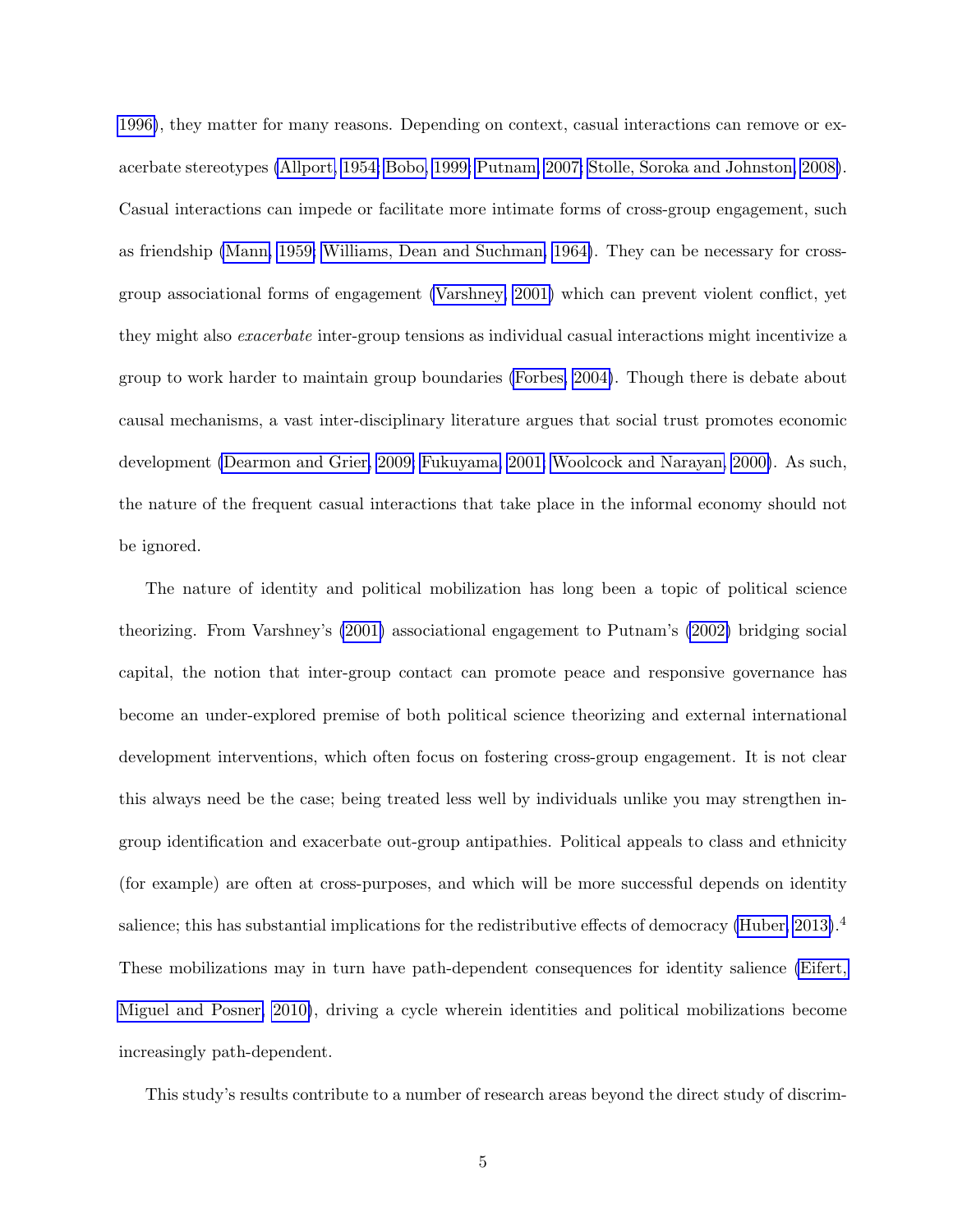1996), they matter for many reasons. Depending on context, casual interactions can remove or exacerbate stereotypes (Allport, 1954; Bobo, 1999; Putnam, 2007; Stolle, Soroka and Johnston, 2008). Casual interactions can impede or facilitate more intimate forms of cross-group engagement, such as friendship (Mann, 1959; Williams, Dean and Suchman, 1964). They can be necessary for cross-group associational forms of engagement (Varshney, 2001) which can prevent violent conflict, yet they might also *exacerbate* inter-group tensions as individual casual interactions might incentivize a group to work harder to maintain group boundaries (Forbes, 2004). Though there is debate about causal mechanisms, a vast inter-disciplinary literature argues that social trust promotes economic development (Dearmon and Grier, 2009; Fukuyama, 2001; Woolcock and Narayan, 2000). As such, the nature of the frequent casual interactions that take place in the informal economy should not be ignored.

The nature of identity and political mobilization has long been a topic of political science theorizing. From Varshney's (2001) associational engagement to Putnam's (2002) bridging social capital, the notion that inter-group contact can promote peace and responsive governance has become an under-explored premise of both political science theorizing and external international development interventions, which often focus on fostering cross-group engagement. It is not clear this always need be the case; being treated less well by individuals unlike you may strengthen in-group identification and exacerbate out-group antipathies. Political appeals to class and ethnicity (for example) are often at cross-purposes, and which will be more successful depends on identity salience; this has substantial implications for the redistributive effects of democracy (Huber, 2013).[4] These mobilizations may in turn have path-dependent consequences for identity salience (Eifert, Miguel and Posner, 2010), driving a cycle wherein identities and political mobilizations become increasingly path-dependent.

This study's results contribute to a number of research areas beyond the direct study of discrim-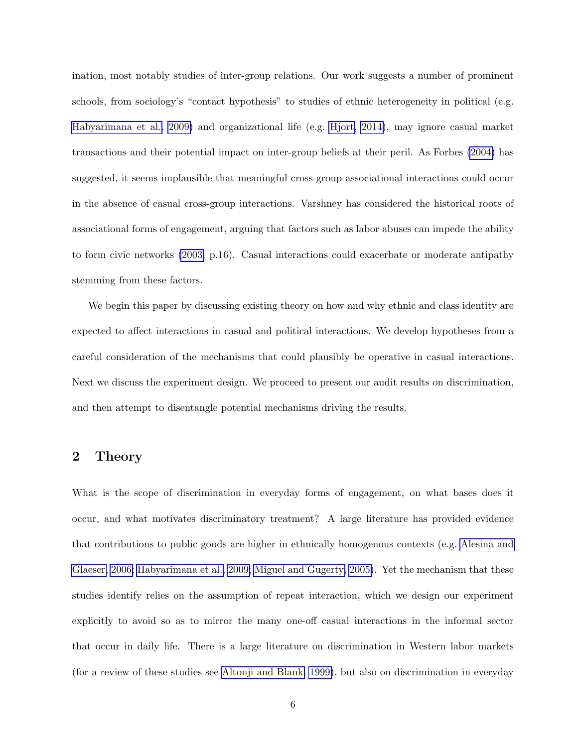ination, most notably studies of inter-group relations. Our work suggests a number of prominent schools, from sociology's "contact hypothesis" to studies of ethnic heterogeneity in political (e.g. Habyarimana et al., 2009) and organizational life (e.g. Hjort, 2014), may ignore casual market transactions and their potential impact on inter-group beliefs at their peril. As Forbes (2004) has suggested, it seems implausible that meaningful cross-group associational interactions could occur in the absence of casual cross-group interactions. Varshney has considered the historical roots of associational forms of engagement, arguing that factors such as labor abuses can impede the ability to form civic networks (2003, p.16). Casual interactions could exacerbate or moderate antipathy stemming from these factors.

We begin this paper by discussing existing theory on how and why ethnic and class identity are expected to affect interactions in casual and political interactions. We develop hypotheses from a careful consideration of the mechanisms that could plausibly be operative in casual interactions. Next we discuss the experiment design. We proceed to present our audit results on discrimination, and then attempt to disentangle potential mechanisms driving the results.

## 2 Theory

What is the scope of discrimination in everyday forms of engagement, on what bases does it occur, and what motivates discriminatory treatment? A large literature has provided evidence that contributions to public goods are higher in ethnically homogenous contexts (e.g. Alesina and Glaeser, 2006; Habyarimana et al., 2009; Miguel and Gugerty, 2005). Yet the mechanism that these studies identify relies on the assumption of repeat interaction, which we design our experiment explicitly to avoid so as to mirror the many one-off casual interactions in the informal sector that occur in daily life. There is a large literature on discrimination in Western labor markets (for a review of these studies see Altonji and Blank, 1999), but also on discrimination in everyday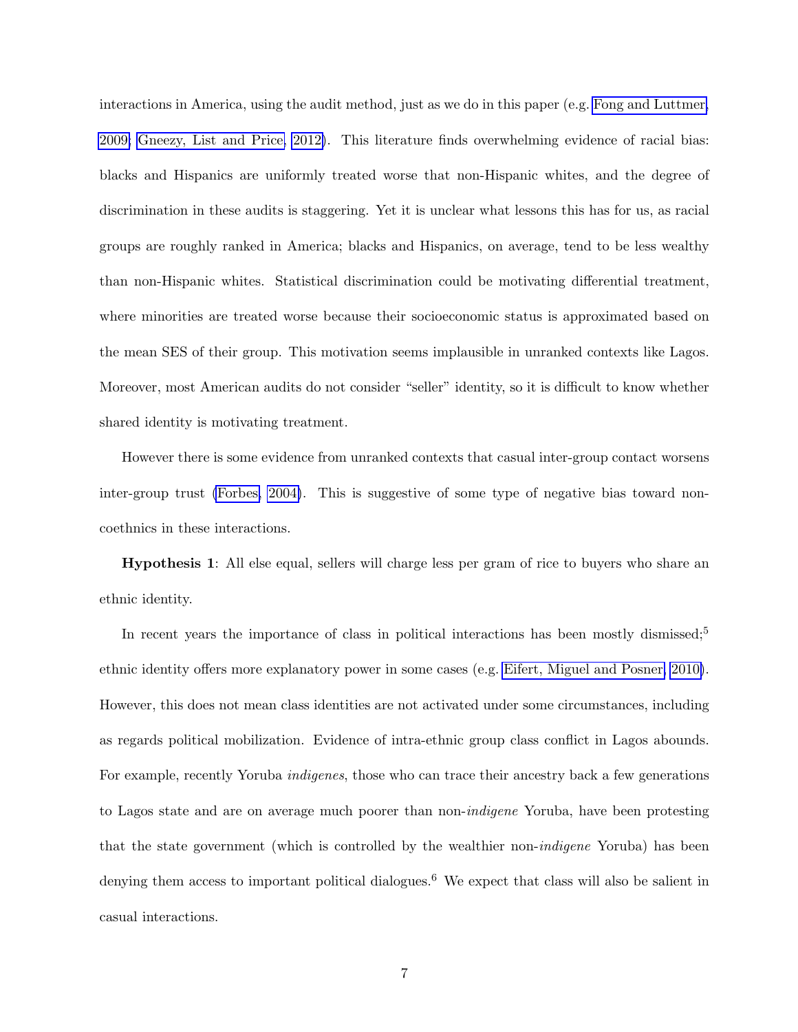interactions in America, using the audit method, just as we do in this paper (e.g. Fong and Luttmer, 2009; Gneezy, List and Price, 2012). This literature finds overwhelming evidence of racial bias: blacks and Hispanics are uniformly treated worse that non-Hispanic whites, and the degree of discrimination in these audits is staggering. Yet it is unclear what lessons this has for us, as racial groups are roughly ranked in America; blacks and Hispanics, on average, tend to be less wealthy than non-Hispanic whites. Statistical discrimination could be motivating differential treatment, where minorities are treated worse because their socioeconomic status is approximated based on the mean SES of their group. This motivation seems implausible in unranked contexts like Lagos. Moreover, most American audits do not consider "seller" identity, so it is difficult to know whether shared identity is motivating treatment.

However there is some evidence from unranked contexts that casual inter-group contact worsens inter-group trust (Forbes, 2004). This is suggestive of some type of negative bias toward non-coethnics in these interactions.

**Hypothesis 1**: All else equal, sellers will charge less per gram of rice to buyers who share an ethnic identity.

In recent years the importance of class in political interactions has been mostly dismissed;[5] ethnic identity offers more explanatory power in some cases (e.g. Eifert, Miguel and Posner, 2010). However, this does not mean class identities are not activated under some circumstances, including as regards political mobilization. Evidence of intra-ethnic group class conflict in Lagos abounds. For example, recently Yoruba *indigenes*, those who can trace their ancestry back a few generations to Lagos state and are on average much poorer than non-*indigene* Yoruba, have been protesting that the state government (which is controlled by the wealthier non-*indigene* Yoruba) has been denying them access to important political dialogues.[6] We expect that class will also be salient in casual interactions.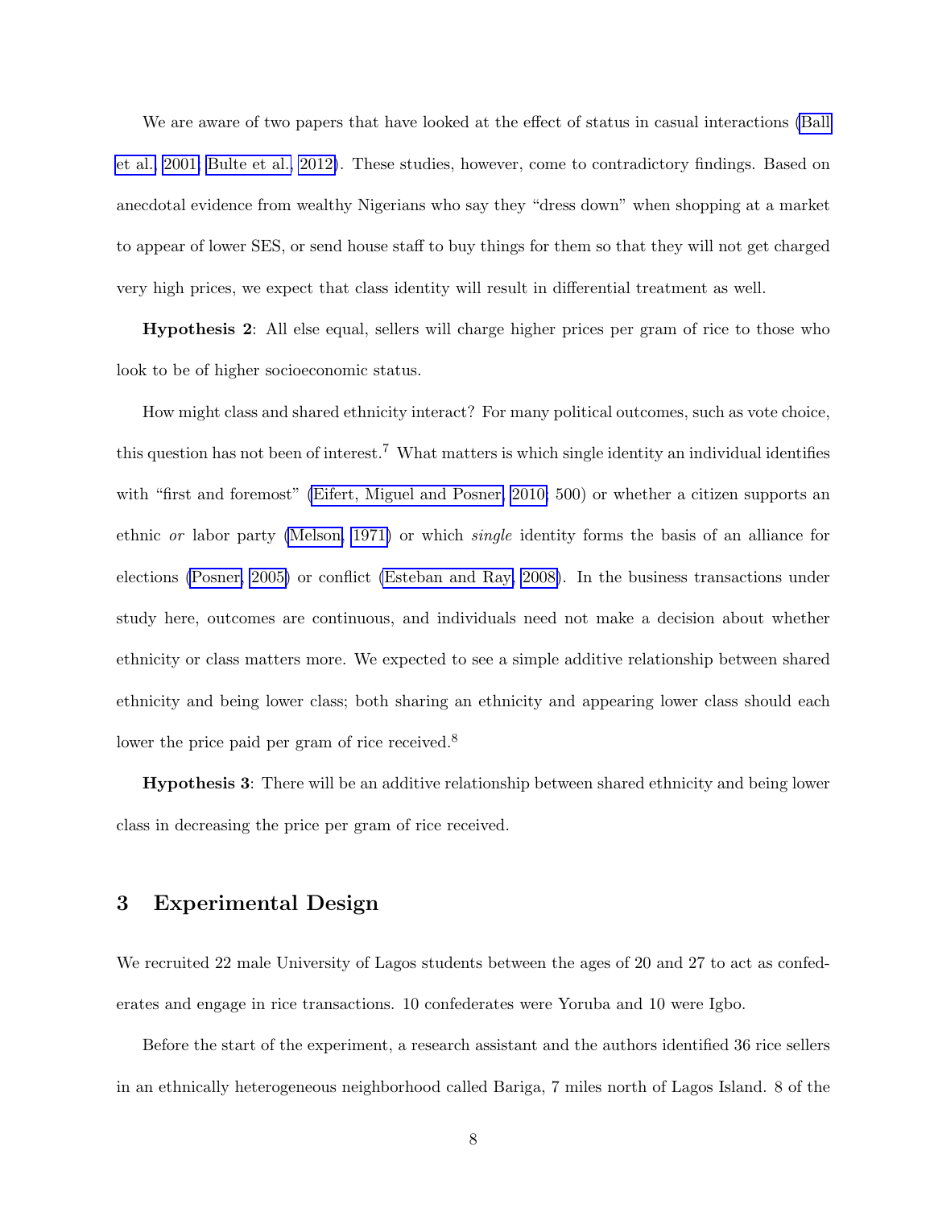We are aware of two papers that have looked at the effect of status in casual interactions (Ball et al., 2001; Bulte et al., 2012). These studies, however, come to contradictory findings. Based on anecdotal evidence from wealthy Nigerians who say they "dress down" when shopping at a market to appear of lower SES, or send house staff to buy things for them so that they will not get charged very high prices, we expect that class identity will result in differential treatment as well.

**Hypothesis 2**: All else equal, sellers will charge higher prices per gram of rice to those who look to be of higher socioeconomic status.

How might class and shared ethnicity interact? For many political outcomes, such as vote choice, this question has not been of interest.[7] What matters is which single identity an individual identifies with "first and foremost" (Eifert, Miguel and Posner, 2010: 500) or whether a citizen supports an ethnic *or* labor party (Melson, 1971) or which *single* identity forms the basis of an alliance for elections (Posner, 2005) or conflict (Esteban and Ray, 2008). In the business transactions under study here, outcomes are continuous, and individuals need not make a decision about whether ethnicity or class matters more. We expected to see a simple additive relationship between shared ethnicity and being lower class; both sharing an ethnicity and appearing lower class should each lower the price paid per gram of rice received.[8]

**Hypothesis 3**: There will be an additive relationship between shared ethnicity and being lower class in decreasing the price per gram of rice received.

## 3 Experimental Design

We recruited 22 male University of Lagos students between the ages of 20 and 27 to act as confederates and engage in rice transactions. 10 confederates were Yoruba and 10 were Igbo.

Before the start of the experiment, a research assistant and the authors identified 36 rice sellers in an ethnically heterogeneous neighborhood called Bariga, 7 miles north of Lagos Island. 8 of the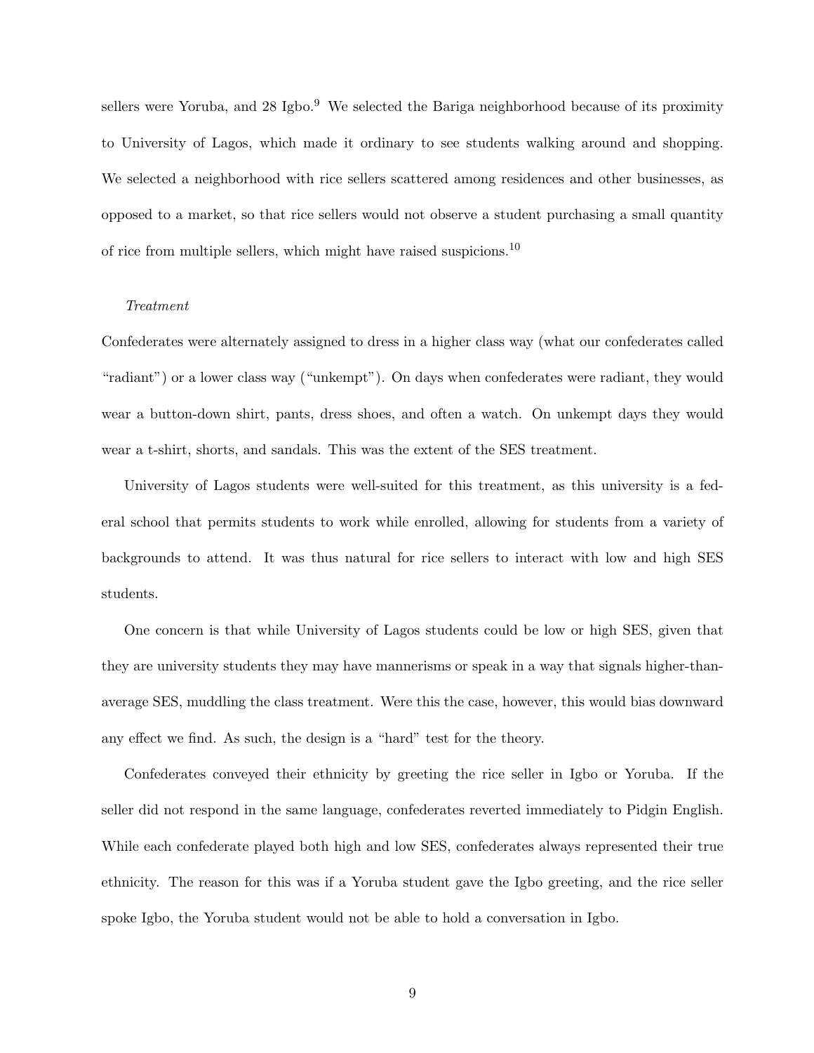sellers were Yoruba, and 28 Igbo.[9] We selected the Bariga neighborhood because of its proximity to University of Lagos, which made it ordinary to see students walking around and shopping. We selected a neighborhood with rice sellers scattered among residences and other businesses, as opposed to a market, so that rice sellers would not observe a student purchasing a small quantity of rice from multiple sellers, which might have raised suspicions.[10]

*Treatment*

Confederates were alternately assigned to dress in a higher class way (what our confederates called "radiant") or a lower class way ("unkempt"). On days when confederates were radiant, they would wear a button-down shirt, pants, dress shoes, and often a watch. On unkempt days they would wear a t-shirt, shorts, and sandals. This was the extent of the SES treatment.

University of Lagos students were well-suited for this treatment, as this university is a federal school that permits students to work while enrolled, allowing for students from a variety of backgrounds to attend. It was thus natural for rice sellers to interact with low and high SES students.

One concern is that while University of Lagos students could be low or high SES, given that they are university students they may have mannerisms or speak in a way that signals higher-than-average SES, muddling the class treatment. Were this the case, however, this would bias downward any effect we find. As such, the design is a "hard" test for the theory.

Confederates conveyed their ethnicity by greeting the rice seller in Igbo or Yoruba. If the seller did not respond in the same language, confederates reverted immediately to Pidgin English. While each confederate played both high and low SES, confederates always represented their true ethnicity. The reason for this was if a Yoruba student gave the Igbo greeting, and the rice seller spoke Igbo, the Yoruba student would not be able to hold a conversation in Igbo.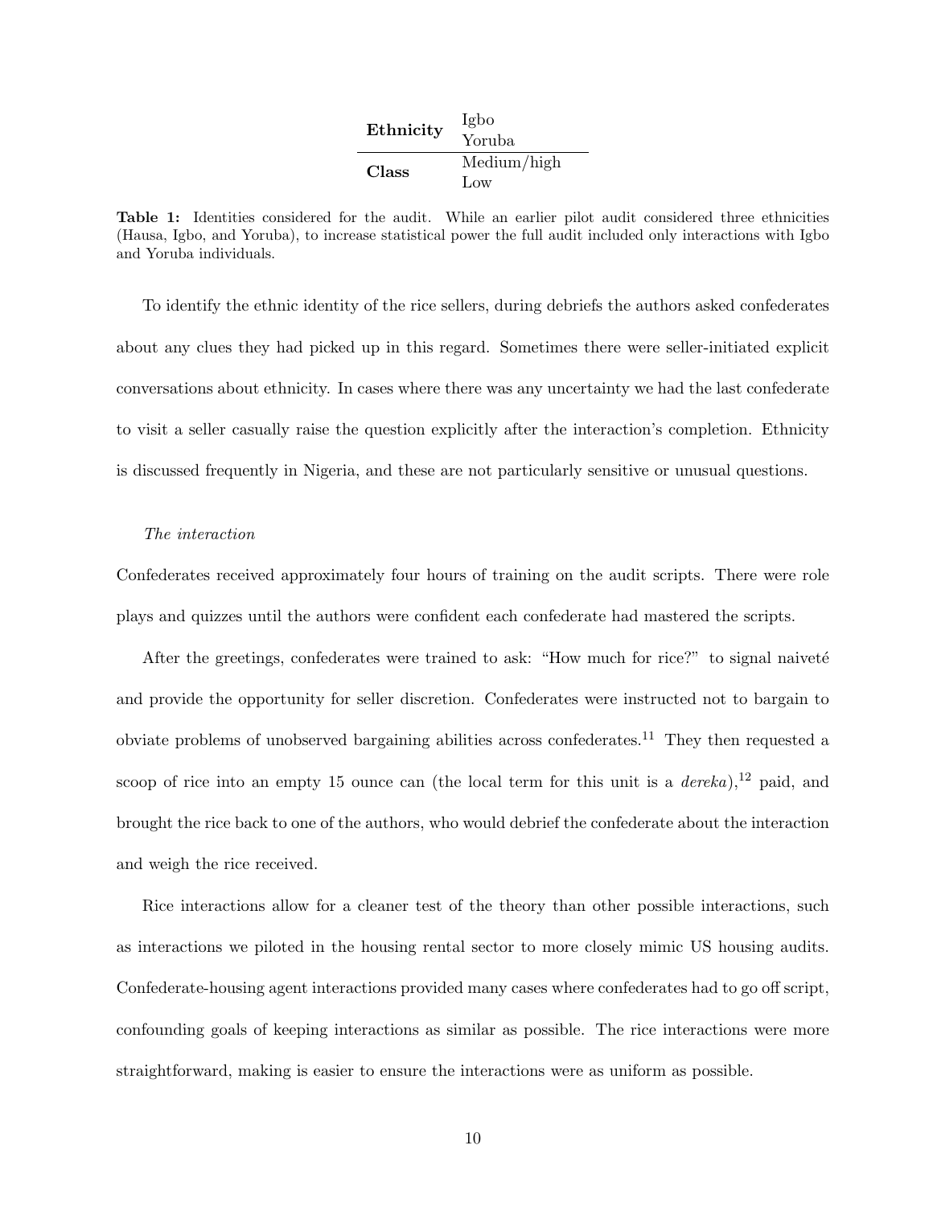| | |
|---|---|
| **Ethnicity** | Igbo |
| | Yoruba |
| **Class** | Medium/high |
| | Low |

**Table 1:** Identities considered for the audit. While an earlier pilot audit considered three ethnicities (Hausa, Igbo, and Yoruba), to increase statistical power the full audit included only interactions with Igbo and Yoruba individuals.

To identify the ethnic identity of the rice sellers, during debriefs the authors asked confederates about any clues they had picked up in this regard. Sometimes there were seller-initiated explicit conversations about ethnicity. In cases where there was any uncertainty we had the last confederate to visit a seller casually raise the question explicitly after the interaction's completion. Ethnicity is discussed frequently in Nigeria, and these are not particularly sensitive or unusual questions.

*The interaction*

Confederates received approximately four hours of training on the audit scripts. There were role plays and quizzes until the authors were confident each confederate had mastered the scripts.

After the greetings, confederates were trained to ask: "How much for rice?" to signal naiveté and provide the opportunity for seller discretion. Confederates were instructed not to bargain to obviate problems of unobserved bargaining abilities across confederates.[11] They then requested a scoop of rice into an empty 15 ounce can (the local term for this unit is a *dereka*),[12] paid, and brought the rice back to one of the authors, who would debrief the confederate about the interaction and weigh the rice received.

Rice interactions allow for a cleaner test of the theory than other possible interactions, such as interactions we piloted in the housing rental sector to more closely mimic US housing audits. Confederate-housing agent interactions provided many cases where confederates had to go off script, confounding goals of keeping interactions as similar as possible. The rice interactions were more straightforward, making is easier to ensure the interactions were as uniform as possible.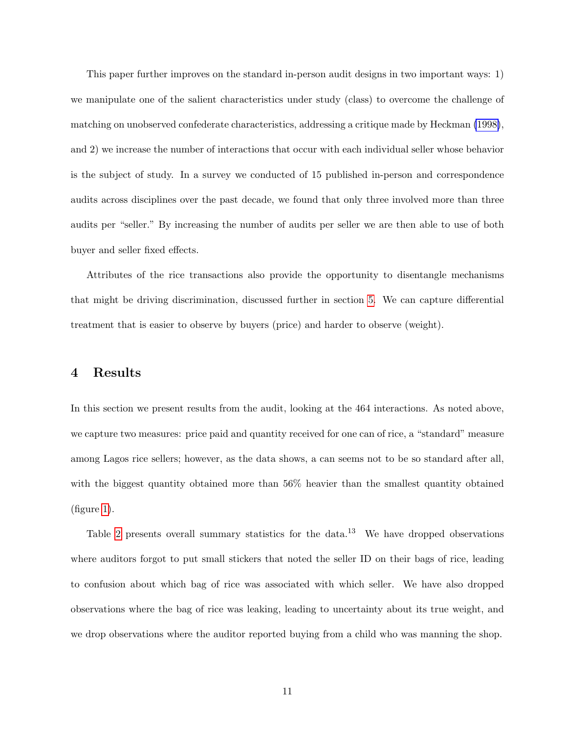This paper further improves on the standard in-person audit designs in two important ways: 1) we manipulate one of the salient characteristics under study (class) to overcome the challenge of matching on unobserved confederate characteristics, addressing a critique made by Heckman (1998), and 2) we increase the number of interactions that occur with each individual seller whose behavior is the subject of study. In a survey we conducted of 15 published in-person and correspondence audits across disciplines over the past decade, we found that only three involved more than three audits per "seller." By increasing the number of audits per seller we are then able to use of both buyer and seller fixed effects.

Attributes of the rice transactions also provide the opportunity to disentangle mechanisms that might be driving discrimination, discussed further in section 5. We can capture differential treatment that is easier to observe by buyers (price) and harder to observe (weight).

# 4 Results

In this section we present results from the audit, looking at the 464 interactions. As noted above, we capture two measures: price paid and quantity received for one can of rice, a "standard" measure among Lagos rice sellers; however, as the data shows, a can seems not to be so standard after all, with the biggest quantity obtained more than 56% heavier than the smallest quantity obtained (figure 1).

Table 2 presents overall summary statistics for the data.[13] We have dropped observations where auditors forgot to put small stickers that noted the seller ID on their bags of rice, leading to confusion about which bag of rice was associated with which seller. We have also dropped observations where the bag of rice was leaking, leading to uncertainty about its true weight, and we drop observations where the auditor reported buying from a child who was manning the shop.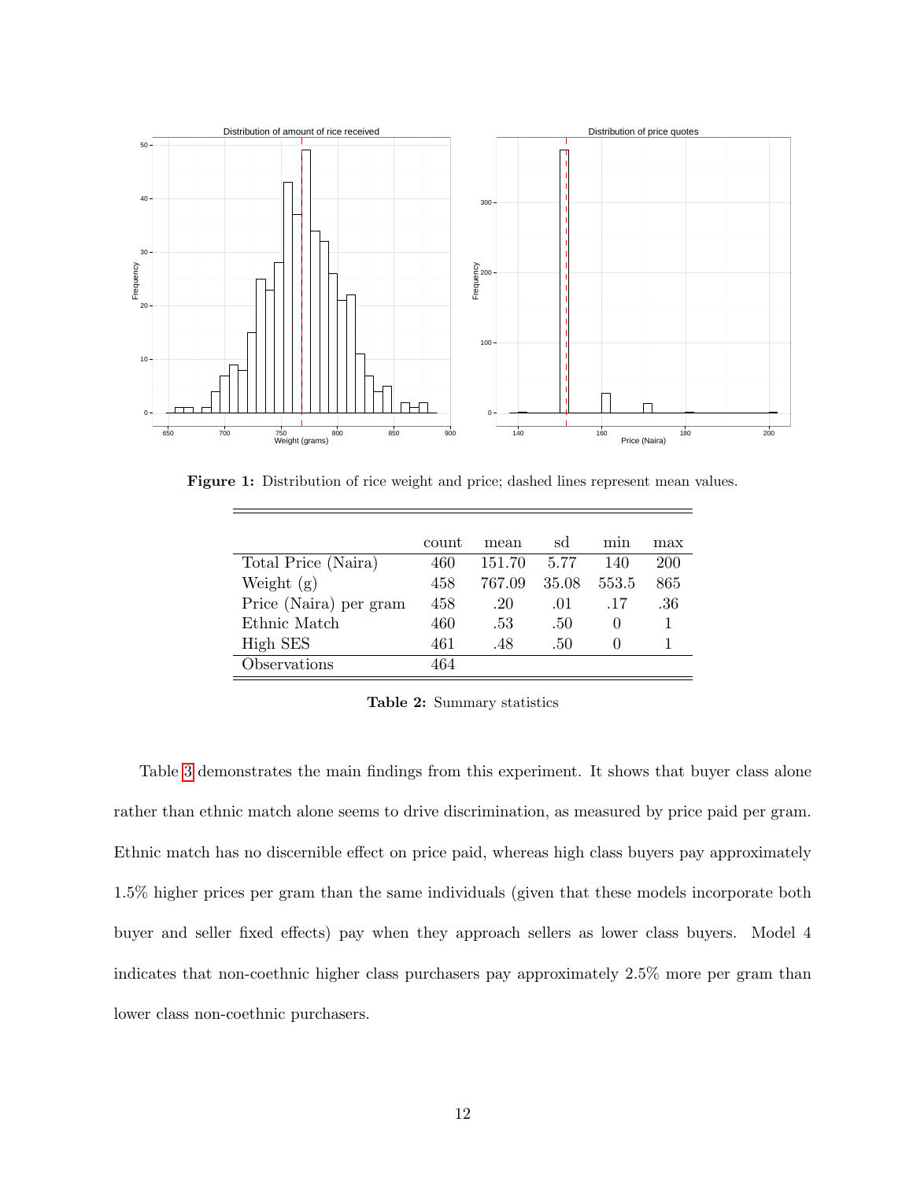Figure 1: Distribution of rice weight and price; dashed lines represent mean values.

| | count | mean | sd | min | max |
|---|---|---|---|---|---|
| Total Price (Naira) | 460 | 151.70 | 5.77 | 140 | 200 |
| Weight (g) | 458 | 767.09 | 35.08 | 553.5 | 865 |
| Price (Naira) per gram | 458 | .20 | .01 | .17 | .36 |
| Ethnic Match | 460 | .53 | .50 | 0 | 1 |
| High SES | 461 | .48 | .50 | 0 | 1 |
| Observations | 464 | | | | |

**Table 2:** Summary statistics

Table 3 demonstrates the main findings from this experiment. It shows that buyer class alone rather than ethnic match alone seems to drive discrimination, as measured by price paid per gram. Ethnic match has no discernible effect on price paid, whereas high class buyers pay approximately 1.5% higher prices per gram than the same individuals (given that these models incorporate both buyer and seller fixed effects) pay when they approach sellers as lower class buyers. Model 4 indicates that non-coethnic higher class purchasers pay approximately 2.5% more per gram than lower class non-coethnic purchasers.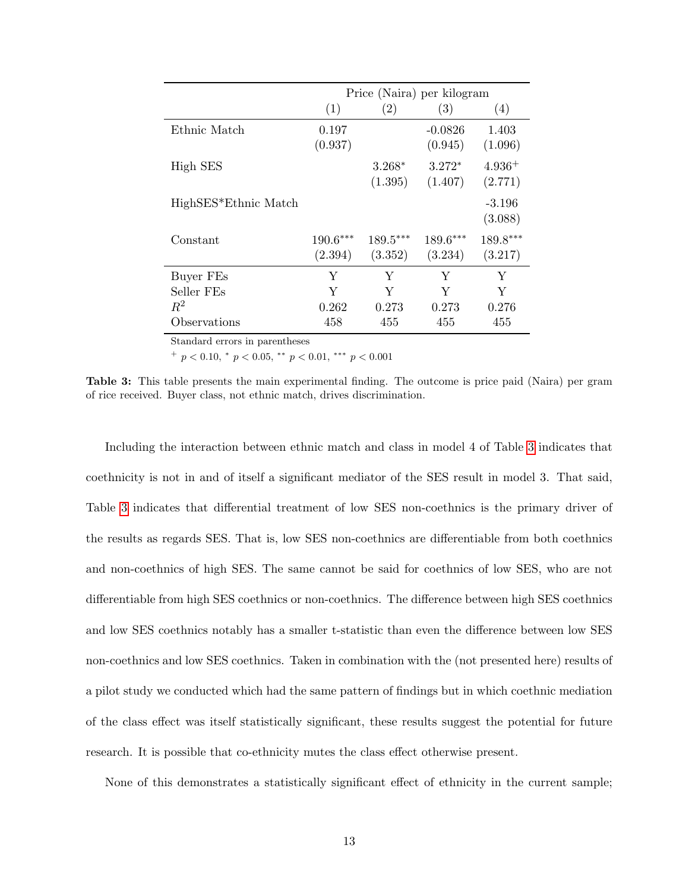| | Price (Naira) per kilogram | | | |
|---|---|---|---|---|
| | (1) | (2) | (3) | (4) |
| Ethnic Match | 0.197 | | -0.0826 | 1.403 |
| | (0.937) | | (0.945) | (1.096) |
| High SES | | $3.268^{*}$ | $3.272^{*}$ | $4.936^{+}$ |
| | | (1.395) | (1.407) | (2.771) |
| HighSES*Ethnic Match | | | | -3.196 |
| | | | | (3.088) |
| Constant | $190.6^{***}$ | $189.5^{***}$ | $189.6^{***}$ | $189.8^{***}$ |
| | (2.394) | (3.352) | (3.234) | (3.217) |
| Buyer FEs | Y | Y | Y | Y |
| Seller FEs | Y | Y | Y | Y |
| $R^2$ | 0.262 | 0.273 | 0.273 | 0.276 |
| Observations | 458 | 455 | 455 | 455 |

Standard errors in parentheses

$^{+}$ $p < 0.10$, $^{*}$ $p < 0.05$, $^{**}$ $p < 0.01$, $^{***}$ $p < 0.001$

**Table 3:** This table presents the main experimental finding. The outcome is price paid (Naira) per gram of rice received. Buyer class, not ethnic match, drives discrimination.

Including the interaction between ethnic match and class in model 4 of Table 3 indicates that coethnicity is not in and of itself a significant mediator of the SES result in model 3. That said, Table 3 indicates that differential treatment of low SES non-coethnics is the primary driver of the results as regards SES. That is, low SES non-coethnics are differentiable from both coethnics and non-coethnics of high SES. The same cannot be said for coethnics of low SES, who are not differentiable from high SES coethnics or non-coethnics. The difference between high SES coethnics and low SES coethnics notably has a smaller t-statistic than even the difference between low SES non-coethnics and low SES coethnics. Taken in combination with the (not presented here) results of a pilot study we conducted which had the same pattern of findings but in which coethnic mediation of the class effect was itself statistically significant, these results suggest the potential for future research. It is possible that co-ethnicity mutes the class effect otherwise present.

None of this demonstrates a statistically significant effect of ethnicity in the current sample;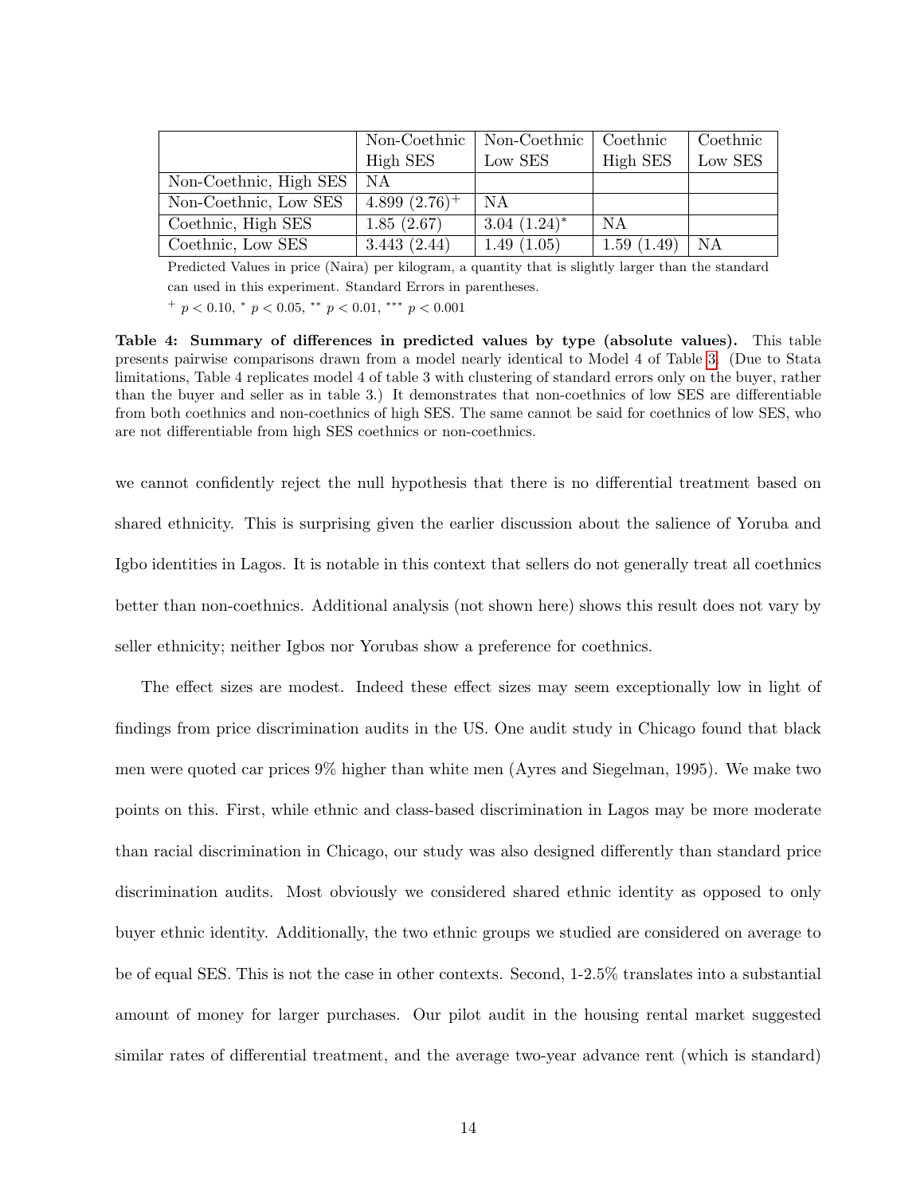| | Non-Coethnic High SES | Non-Coethnic Low SES | Coethnic High SES | Coethnic Low SES |
|---|---|---|---|---|
| Non-Coethnic, High SES | NA | | | |
| Non-Coethnic, Low SES | 4.899 (2.76)$^{+}$ | NA | | |
| Coethnic, High SES | 1.85 (2.67) | 3.04 (1.24)$^{*}$ | NA | |
| Coethnic, Low SES | 3.443 (2.44) | 1.49 (1.05) | 1.59 (1.49) | NA |

Predicted Values in price (Naira) per kilogram, a quantity that is slightly larger than the standard can used in this experiment. Standard Errors in parentheses.

$^{+}$ $p < 0.10$, $^{*}$ $p < 0.05$, $^{**}$ $p < 0.01$, $^{***}$ $p < 0.001$

**Table 4: Summary of differences in predicted values by type (absolute values).** This table presents pairwise comparisons drawn from a model nearly identical to Model 4 of Table 3. (Due to Stata limitations, Table 4 replicates model 4 of table 3 with clustering of standard errors only on the buyer, rather than the buyer and seller as in table 3.) It demonstrates that non-coethnics of low SES are differentiable from both coethnics and non-coethnics of high SES. The same cannot be said for coethnics of low SES, who are not differentiable from high SES coethnics or non-coethnics.

we cannot confidently reject the null hypothesis that there is no differential treatment based on shared ethnicity. This is surprising given the earlier discussion about the salience of Yoruba and Igbo identities in Lagos. It is notable in this context that sellers do not generally treat all coethnics better than non-coethnics. Additional analysis (not shown here) shows this result does not vary by seller ethnicity; neither Igbos nor Yorubas show a preference for coethnics.

The effect sizes are modest. Indeed these effect sizes may seem exceptionally low in light of findings from price discrimination audits in the US. One audit study in Chicago found that black men were quoted car prices 9% higher than white men (Ayres and Siegelman, 1995). We make two points on this. First, while ethnic and class-based discrimination in Lagos may be more moderate than racial discrimination in Chicago, our study was also designed differently than standard price discrimination audits. Most obviously we considered shared ethnic identity as opposed to only buyer ethnic identity. Additionally, the two ethnic groups we studied are considered on average to be of equal SES. This is not the case in other contexts. Second, 1-2.5% translates into a substantial amount of money for larger purchases. Our pilot audit in the housing rental market suggested similar rates of differential treatment, and the average two-year advance rent (which is standard)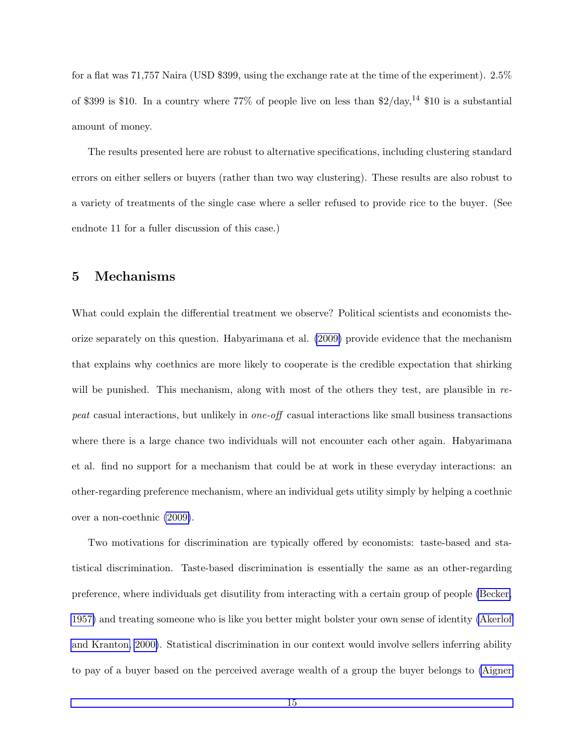for a flat was 71,757 Naira (USD $399, using the exchange rate at the time of the experiment). 2.5% of $399 is $10. In a country where 77% of people live on less than $2/day,[14] $10 is a substantial amount of money.

The results presented here are robust to alternative specifications, including clustering standard errors on either sellers or buyers (rather than two way clustering). These results are also robust to a variety of treatments of the single case where a seller refused to provide rice to the buyer. (See endnote 11 for a fuller discussion of this case.)

## 5 Mechanisms

What could explain the differential treatment we observe? Political scientists and economists theorize separately on this question. Habyarimana et al. (2009) provide evidence that the mechanism that explains why coethnics are more likely to cooperate is the credible expectation that shirking will be punished. This mechanism, along with most of the others they test, are plausible in *repeat* casual interactions, but unlikely in *one-off* casual interactions like small business transactions where there is a large chance two individuals will not encounter each other again. Habyarimana et al. find no support for a mechanism that could be at work in these everyday interactions: an other-regarding preference mechanism, where an individual gets utility simply by helping a coethnic over a non-coethnic (2009).

Two motivations for discrimination are typically offered by economists: taste-based and statistical discrimination. Taste-based discrimination is essentially the same as an other-regarding preference, where individuals get disutility from interacting with a certain group of people (Becker, 1957) and treating someone who is like you better might bolster your own sense of identity (Akerlof and Kranton, 2000). Statistical discrimination in our context would involve sellers inferring ability to pay of a buyer based on the perceived average wealth of a group the buyer belongs to (Aigner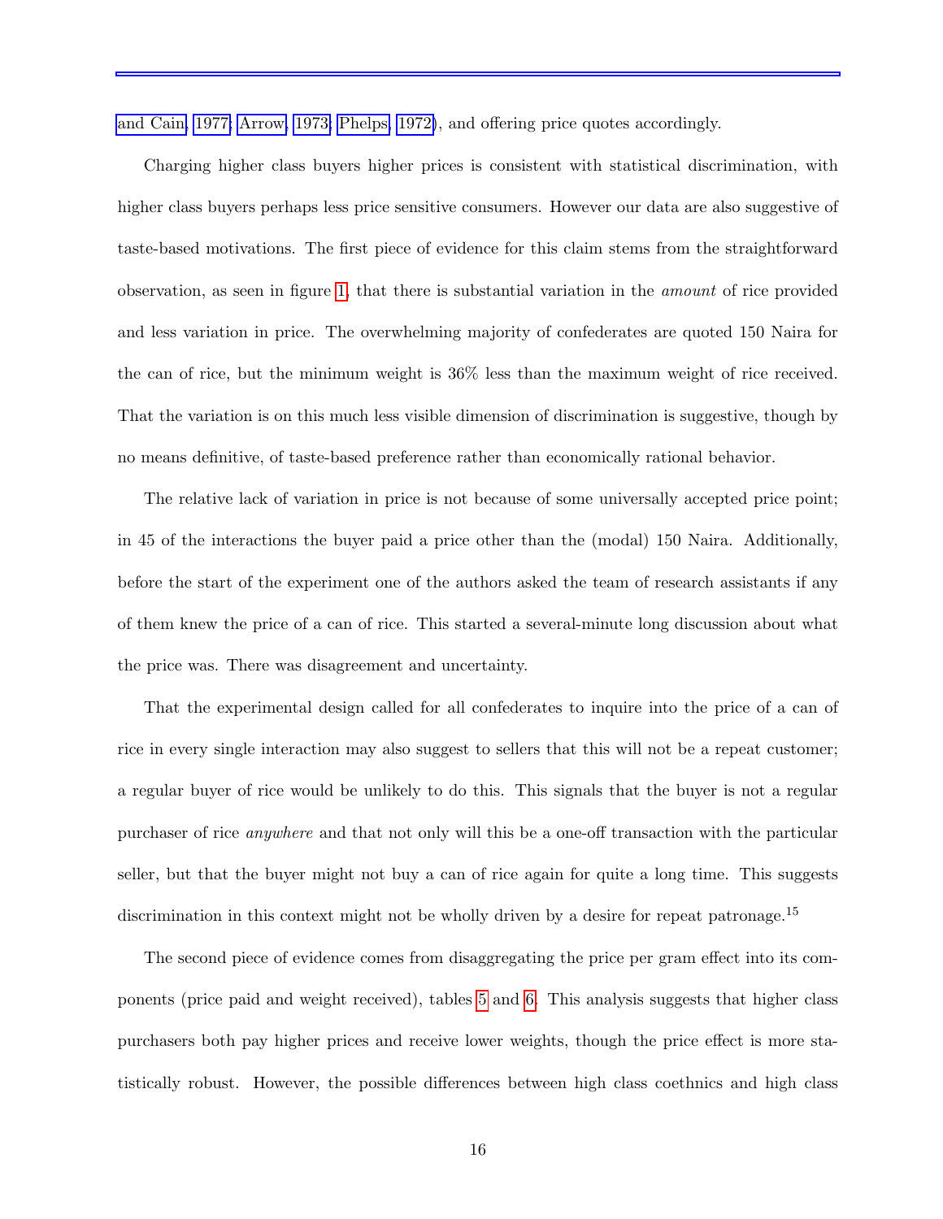and Cain, 1977; Arrow, 1973; Phelps, 1972), and offering price quotes accordingly.

Charging higher class buyers higher prices is consistent with statistical discrimination, with higher class buyers perhaps less price sensitive consumers. However our data are also suggestive of taste-based motivations. The first piece of evidence for this claim stems from the straightforward observation, as seen in figure 1, that there is substantial variation in the *amount* of rice provided and less variation in price. The overwhelming majority of confederates are quoted 150 Naira for the can of rice, but the minimum weight is 36% less than the maximum weight of rice received. That the variation is on this much less visible dimension of discrimination is suggestive, though by no means definitive, of taste-based preference rather than economically rational behavior.

The relative lack of variation in price is not because of some universally accepted price point; in 45 of the interactions the buyer paid a price other than the (modal) 150 Naira. Additionally, before the start of the experiment one of the authors asked the team of research assistants if any of them knew the price of a can of rice. This started a several-minute long discussion about what the price was. There was disagreement and uncertainty.

That the experimental design called for all confederates to inquire into the price of a can of rice in every single interaction may also suggest to sellers that this will not be a repeat customer; a regular buyer of rice would be unlikely to do this. This signals that the buyer is not a regular purchaser of rice *anywhere* and that not only will this be a one-off transaction with the particular seller, but that the buyer might not buy a can of rice again for quite a long time. This suggests discrimination in this context might not be wholly driven by a desire for repeat patronage.[15]

The second piece of evidence comes from disaggregating the price per gram effect into its components (price paid and weight received), tables 5 and 6. This analysis suggests that higher class purchasers both pay higher prices and receive lower weights, though the price effect is more statistically robust. However, the possible differences between high class coethnics and high class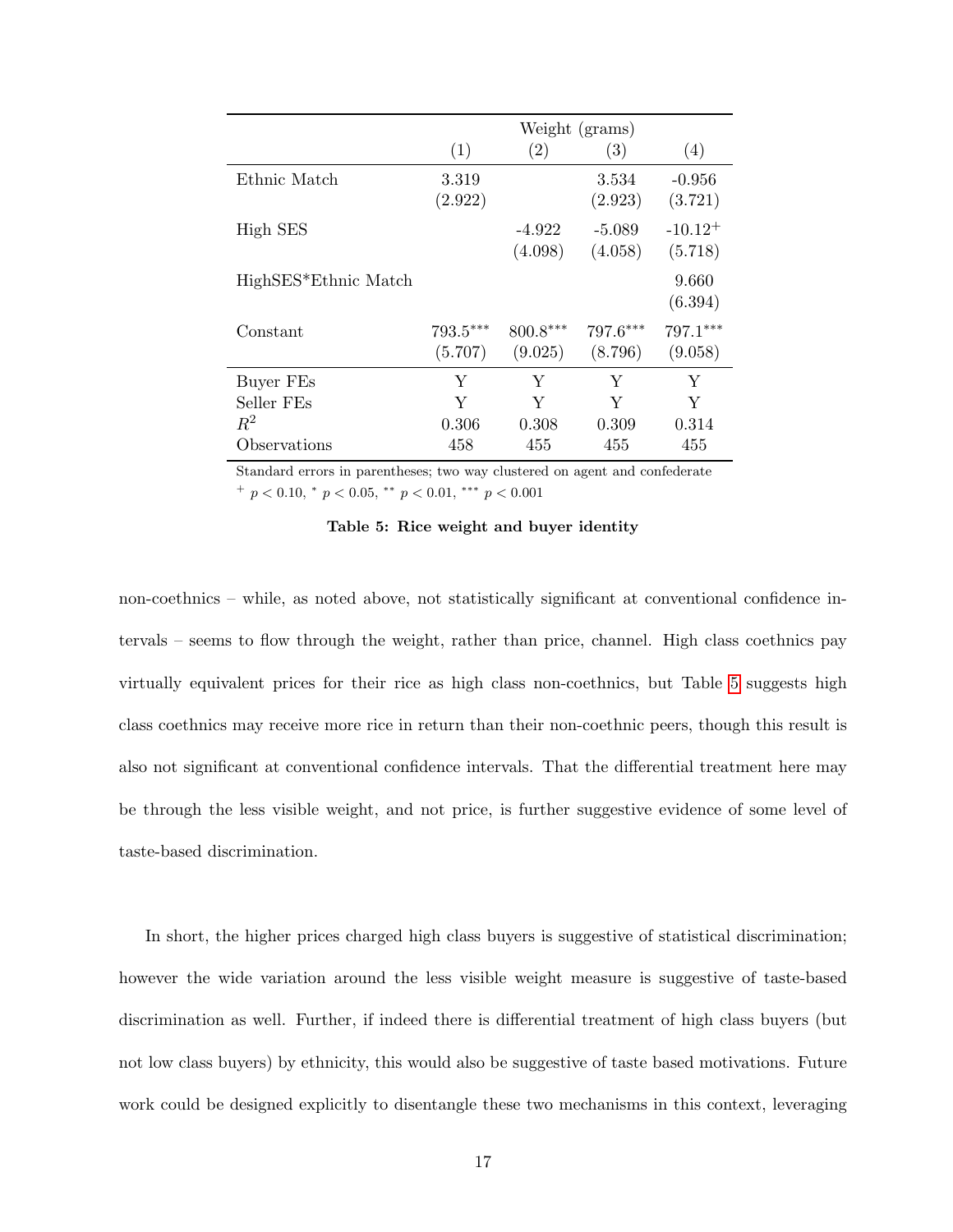| | Weight (grams) | | | |
|---|---|---|---|---|
| | (1) | (2) | (3) | (4) |
| Ethnic Match | 3.319 | | 3.534 | -0.956 |
| | (2.922) | | (2.923) | (3.721) |
| High SES | | -4.922 | -5.089 | -10.12$^{+}$ |
| | | (4.098) | (4.058) | (5.718) |
| HighSES*Ethnic Match | | | | 9.660 |
| | | | | (6.394) |
| Constant | 793.5$^{***}$ | 800.8$^{***}$ | 797.6$^{***}$ | 797.1$^{***}$ |
| | (5.707) | (9.025) | (8.796) | (9.058) |
| Buyer FEs | Y | Y | Y | Y |
| Seller FEs | Y | Y | Y | Y |
| $R^2$ | 0.306 | 0.308 | 0.309 | 0.314 |
| Observations | 458 | 455 | 455 | 455 |

Standard errors in parentheses; two way clustered on agent and confederate

$^{+}$ $p < 0.10$, $^{*}$ $p < 0.05$, $^{**}$ $p < 0.01$, $^{***}$ $p < 0.001$

**Table 5: Rice weight and buyer identity**

non-coethnics – while, as noted above, not statistically significant at conventional confidence intervals – seems to flow through the weight, rather than price, channel. High class coethnics pay virtually equivalent prices for their rice as high class non-coethnics, but Table 5 suggests high class coethnics may receive more rice in return than their non-coethnic peers, though this result is also not significant at conventional confidence intervals. That the differential treatment here may be through the less visible weight, and not price, is further suggestive evidence of some level of taste-based discrimination.

In short, the higher prices charged high class buyers is suggestive of statistical discrimination; however the wide variation around the less visible weight measure is suggestive of taste-based discrimination as well. Further, if indeed there is differential treatment of high class buyers (but not low class buyers) by ethnicity, this would also be suggestive of taste based motivations. Future work could be designed explicitly to disentangle these two mechanisms in this context, leveraging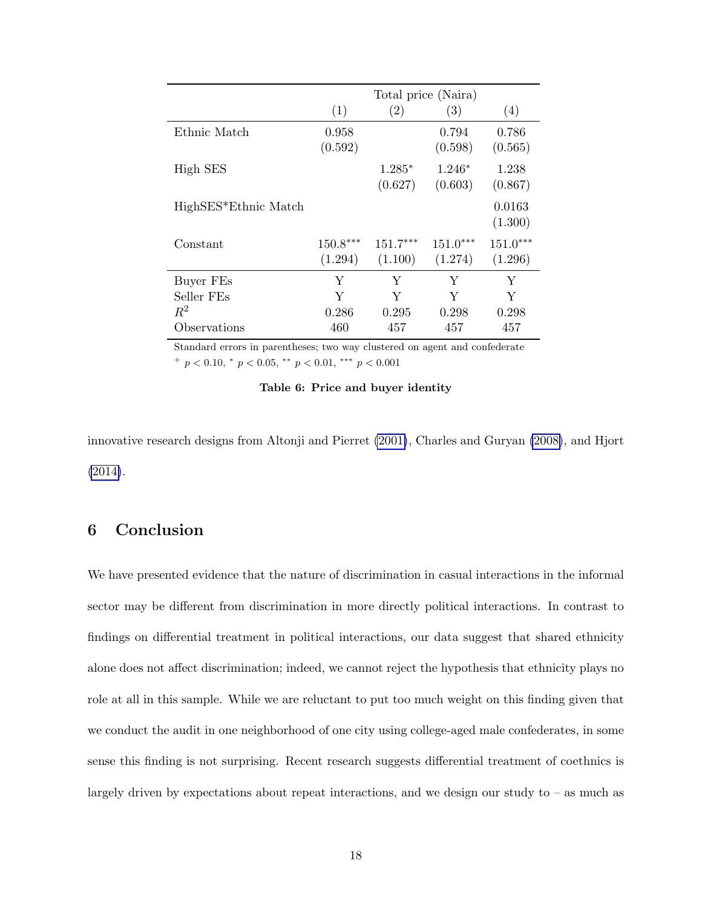| | Total price (Naira) | | | |
|---|---|---|---|---|
| | (1) | (2) | (3) | (4) |
| Ethnic Match | 0.958 | | 0.794 | 0.786 |
| | (0.592) | | (0.598) | (0.565) |
| High SES | | 1.285* | 1.246* | 1.238 |
| | | (0.627) | (0.603) | (0.867) |
| HighSES*Ethnic Match | | | | 0.0163 |
| | | | | (1.300) |
| Constant | 150.8*** | 151.7*** | 151.0*** | 151.0*** |
| | (1.294) | (1.100) | (1.274) | (1.296) |
| Buyer FEs | Y | Y | Y | Y |
| Seller FEs | Y | Y | Y | Y |
| $R^2$ | 0.286 | 0.295 | 0.298 | 0.298 |
| Observations | 460 | 457 | 457 | 457 |

Standard errors in parentheses; two way clustered on agent and confederate
$^{+}$ $p < 0.10$, $^{*}$ $p < 0.05$, $^{**}$ $p < 0.01$, $^{***}$ $p < 0.001$

**Table 6: Price and buyer identity**

innovative research designs from Altonji and Pierret (2001), Charles and Guryan (2008), and Hjort (2014).

## 6 Conclusion

We have presented evidence that the nature of discrimination in casual interactions in the informal sector may be different from discrimination in more directly political interactions. In contrast to findings on differential treatment in political interactions, our data suggest that shared ethnicity alone does not affect discrimination; indeed, we cannot reject the hypothesis that ethnicity plays no role at all in this sample. While we are reluctant to put too much weight on this finding given that we conduct the audit in one neighborhood of one city using college-aged male confederates, in some sense this finding is not surprising. Recent research suggests differential treatment of coethnics is largely driven by expectations about repeat interactions, and we design our study to – as much as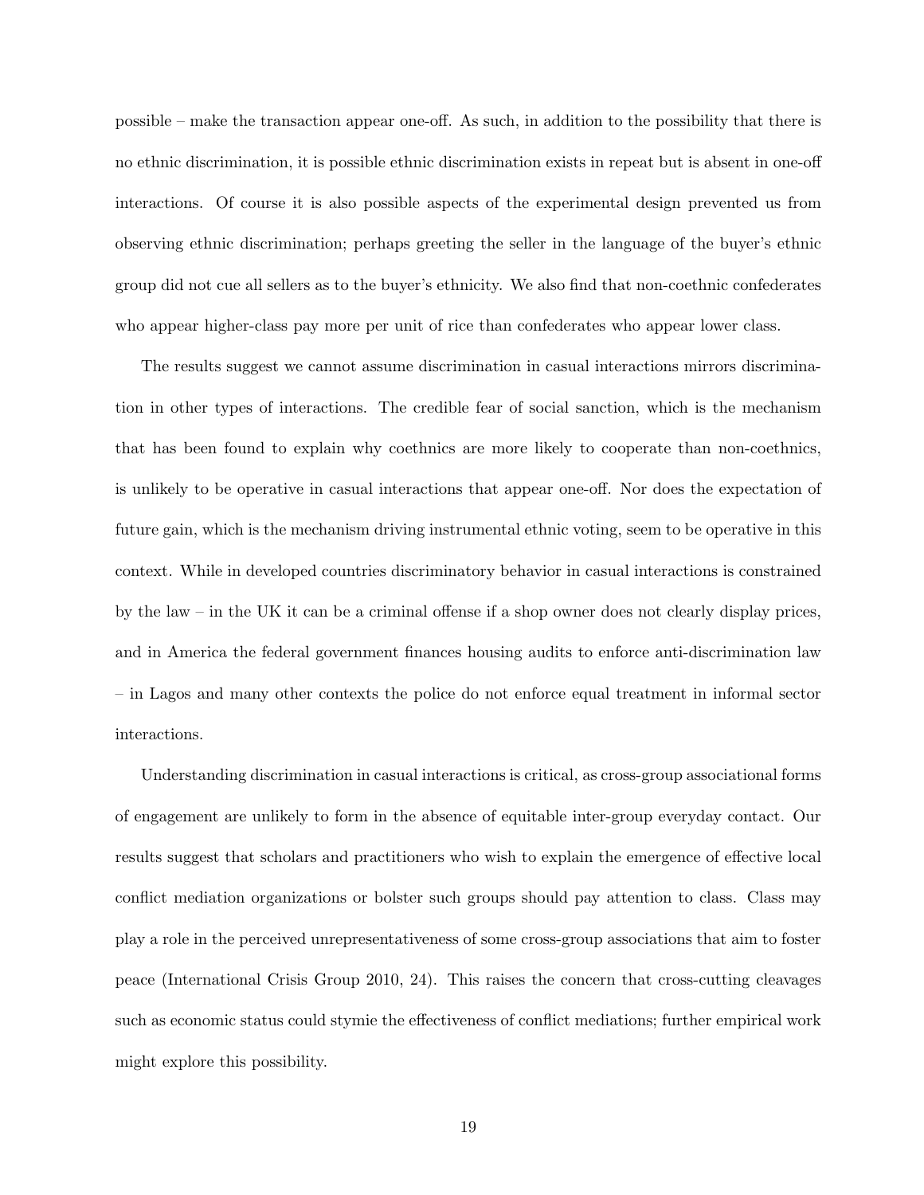possible – make the transaction appear one-off. As such, in addition to the possibility that there is no ethnic discrimination, it is possible ethnic discrimination exists in repeat but is absent in one-off interactions. Of course it is also possible aspects of the experimental design prevented us from observing ethnic discrimination; perhaps greeting the seller in the language of the buyer's ethnic group did not cue all sellers as to the buyer's ethnicity. We also find that non-coethnic confederates who appear higher-class pay more per unit of rice than confederates who appear lower class.

The results suggest we cannot assume discrimination in casual interactions mirrors discrimination in other types of interactions. The credible fear of social sanction, which is the mechanism that has been found to explain why coethnics are more likely to cooperate than non-coethnics, is unlikely to be operative in casual interactions that appear one-off. Nor does the expectation of future gain, which is the mechanism driving instrumental ethnic voting, seem to be operative in this context. While in developed countries discriminatory behavior in casual interactions is constrained by the law – in the UK it can be a criminal offense if a shop owner does not clearly display prices, and in America the federal government finances housing audits to enforce anti-discrimination law – in Lagos and many other contexts the police do not enforce equal treatment in informal sector interactions.

Understanding discrimination in casual interactions is critical, as cross-group associational forms of engagement are unlikely to form in the absence of equitable inter-group everyday contact. Our results suggest that scholars and practitioners who wish to explain the emergence of effective local conflict mediation organizations or bolster such groups should pay attention to class. Class may play a role in the perceived unrepresentativeness of some cross-group associations that aim to foster peace (International Crisis Group 2010, 24). This raises the concern that cross-cutting cleavages such as economic status could stymie the effectiveness of conflict mediations; further empirical work might explore this possibility.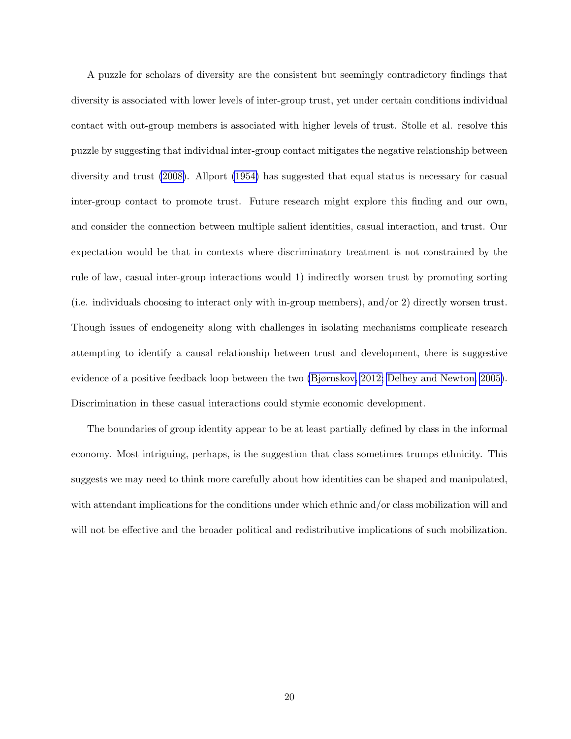A puzzle for scholars of diversity are the consistent but seemingly contradictory findings that diversity is associated with lower levels of inter-group trust, yet under certain conditions individual contact with out-group members is associated with higher levels of trust. Stolle et al. resolve this puzzle by suggesting that individual inter-group contact mitigates the negative relationship between diversity and trust (2008). Allport (1954) has suggested that equal status is necessary for casual inter-group contact to promote trust. Future research might explore this finding and our own, and consider the connection between multiple salient identities, casual interaction, and trust. Our expectation would be that in contexts where discriminatory treatment is not constrained by the rule of law, casual inter-group interactions would 1) indirectly worsen trust by promoting sorting (i.e. individuals choosing to interact only with in-group members), and/or 2) directly worsen trust. Though issues of endogeneity along with challenges in isolating mechanisms complicate research attempting to identify a causal relationship between trust and development, there is suggestive evidence of a positive feedback loop between the two (Bjørnskov, 2012; Delhey and Newton, 2005). Discrimination in these casual interactions could stymie economic development.

The boundaries of group identity appear to be at least partially defined by class in the informal economy. Most intriguing, perhaps, is the suggestion that class sometimes trumps ethnicity. This suggests we may need to think more carefully about how identities can be shaped and manipulated, with attendant implications for the conditions under which ethnic and/or class mobilization will and will not be effective and the broader political and redistributive implications of such mobilization.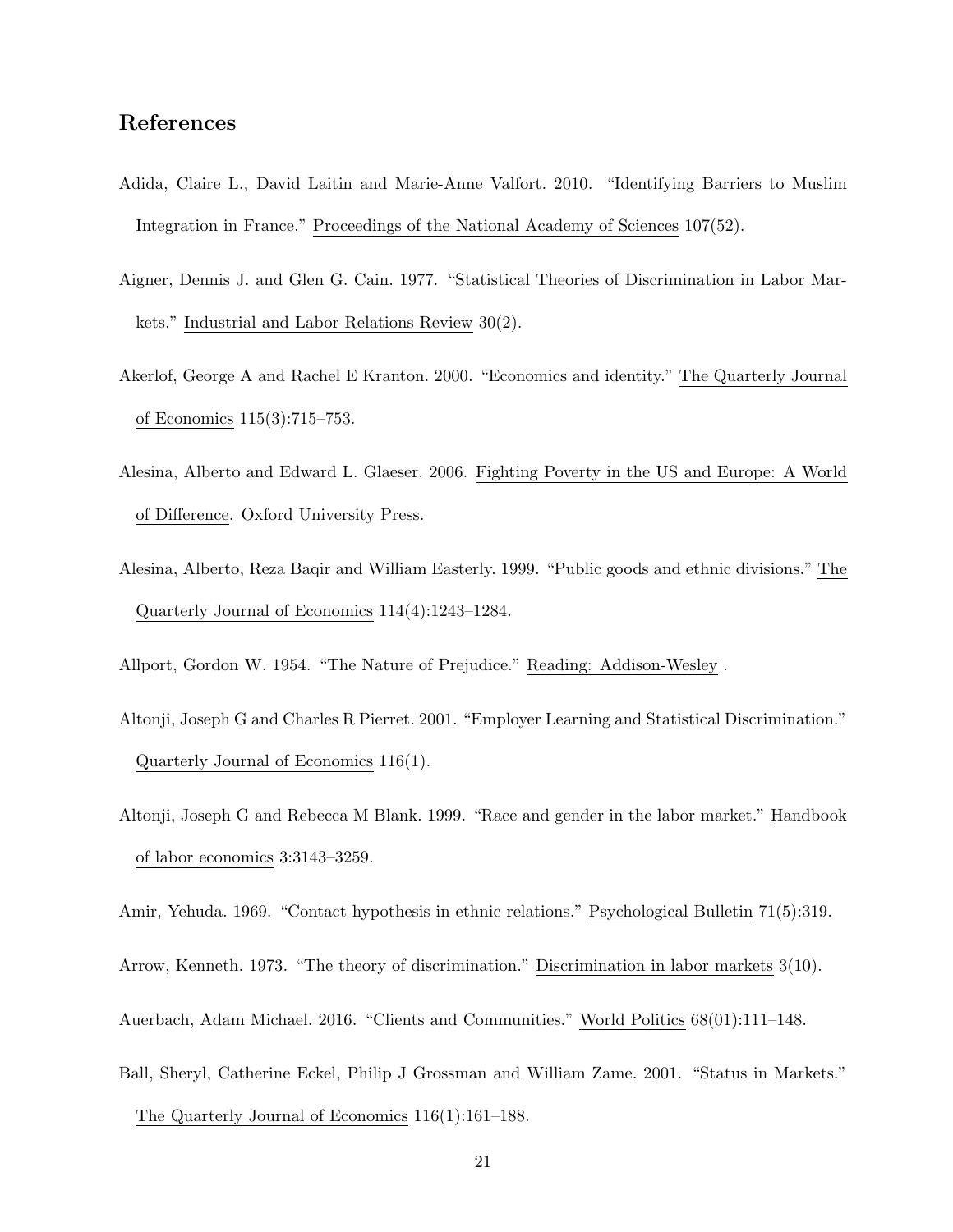## References

Adida, Claire L., David Laitin and Marie-Anne Valfort. 2010. "Identifying Barriers to Muslim Integration in France." Proceedings of the National Academy of Sciences 107(52).

Aigner, Dennis J. and Glen G. Cain. 1977. "Statistical Theories of Discrimination in Labor Markets." Industrial and Labor Relations Review 30(2).

Akerlof, George A and Rachel E Kranton. 2000. "Economics and identity." The Quarterly Journal of Economics 115(3):715–753.

Alesina, Alberto and Edward L. Glaeser. 2006. Fighting Poverty in the US and Europe: A World of Difference. Oxford University Press.

Alesina, Alberto, Reza Baqir and William Easterly. 1999. "Public goods and ethnic divisions." The Quarterly Journal of Economics 114(4):1243–1284.

Allport, Gordon W. 1954. "The Nature of Prejudice." Reading: Addison-Wesley .

Altonji, Joseph G and Charles R Pierret. 2001. "Employer Learning and Statistical Discrimination." Quarterly Journal of Economics 116(1).

Altonji, Joseph G and Rebecca M Blank. 1999. "Race and gender in the labor market." Handbook of labor economics 3:3143–3259.

Amir, Yehuda. 1969. "Contact hypothesis in ethnic relations." Psychological Bulletin 71(5):319.

Arrow, Kenneth. 1973. "The theory of discrimination." Discrimination in labor markets 3(10).

Auerbach, Adam Michael. 2016. "Clients and Communities." World Politics 68(01):111–148.

Ball, Sheryl, Catherine Eckel, Philip J Grossman and William Zame. 2001. "Status in Markets." The Quarterly Journal of Economics 116(1):161–188.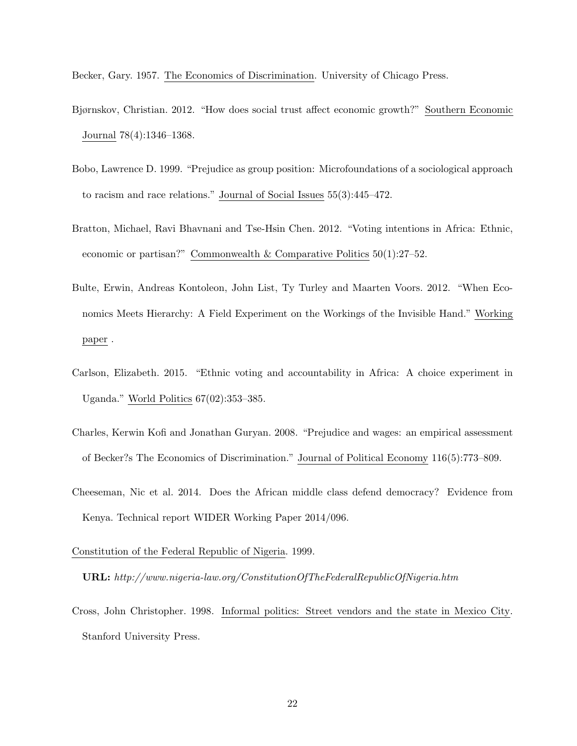Becker, Gary. 1957. The Economics of Discrimination. University of Chicago Press.

Bjørnskov, Christian. 2012. "How does social trust affect economic growth?" Southern Economic Journal 78(4):1346–1368.

Bobo, Lawrence D. 1999. "Prejudice as group position: Microfoundations of a sociological approach to racism and race relations." Journal of Social Issues 55(3):445–472.

Bratton, Michael, Ravi Bhavnani and Tse-Hsin Chen. 2012. "Voting intentions in Africa: Ethnic, economic or partisan?" Commonwealth & Comparative Politics 50(1):27–52.

Bulte, Erwin, Andreas Kontoleon, John List, Ty Turley and Maarten Voors. 2012. "When Economics Meets Hierarchy: A Field Experiment on the Workings of the Invisible Hand." Working paper .

Carlson, Elizabeth. 2015. "Ethnic voting and accountability in Africa: A choice experiment in Uganda." World Politics 67(02):353–385.

Charles, Kerwin Kofi and Jonathan Guryan. 2008. "Prejudice and wages: an empirical assessment of Becker?s The Economics of Discrimination." Journal of Political Economy 116(5):773–809.

Cheeseman, Nic et al. 2014. Does the African middle class defend democracy? Evidence from Kenya. Technical report WIDER Working Paper 2014/096.

Constitution of the Federal Republic of Nigeria. 1999.

**URL:** *http://www.nigeria-law.org/ConstitutionOfTheFederalRepublicOfNigeria.htm*

Cross, John Christopher. 1998. Informal politics: Street vendors and the state in Mexico City. Stanford University Press.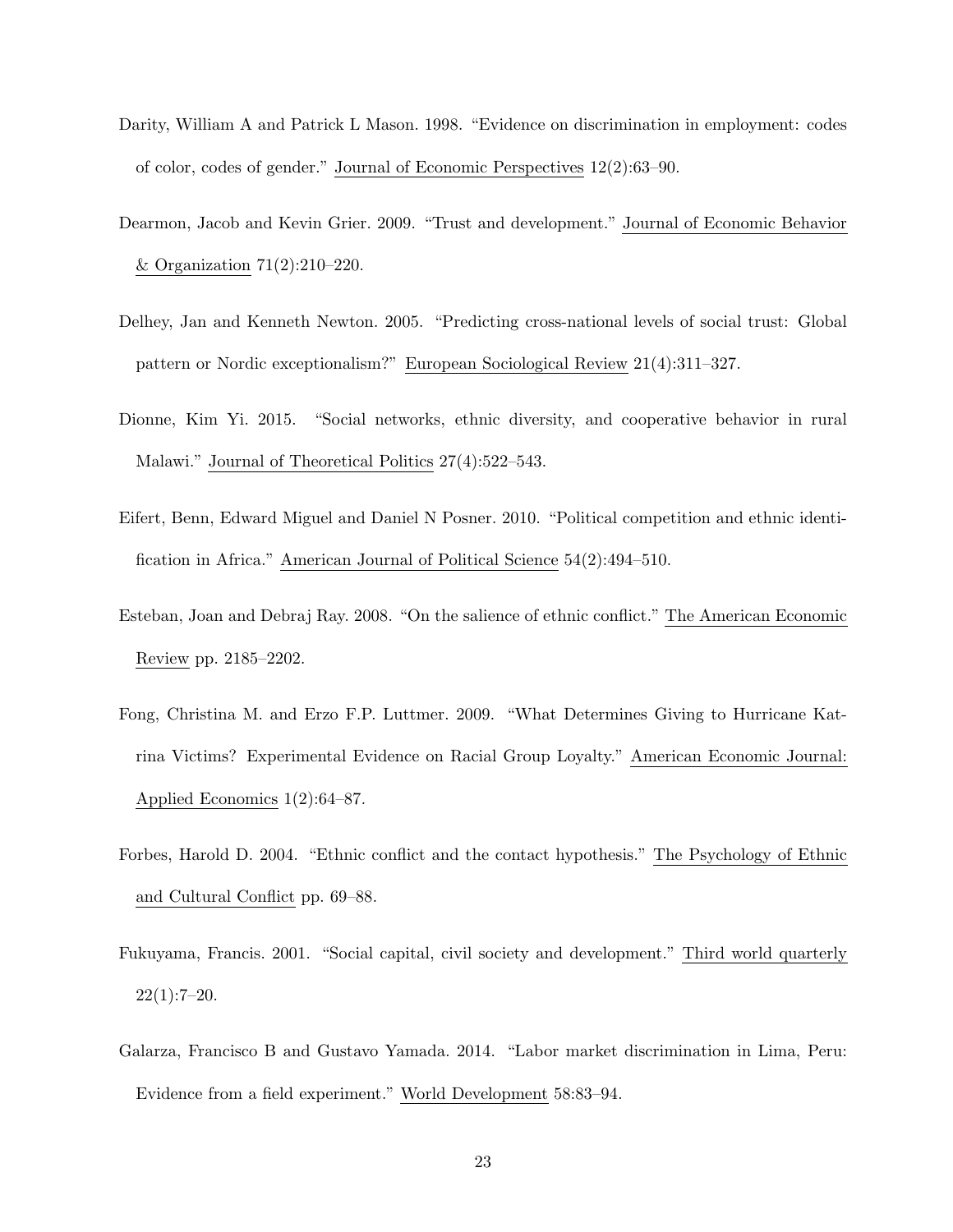Darity, William A and Patrick L Mason. 1998. "Evidence on discrimination in employment: codes of color, codes of gender." Journal of Economic Perspectives 12(2):63–90.

Dearmon, Jacob and Kevin Grier. 2009. "Trust and development." Journal of Economic Behavior & Organization 71(2):210–220.

Delhey, Jan and Kenneth Newton. 2005. "Predicting cross-national levels of social trust: Global pattern or Nordic exceptionalism?" European Sociological Review 21(4):311–327.

Dionne, Kim Yi. 2015. "Social networks, ethnic diversity, and cooperative behavior in rural Malawi." Journal of Theoretical Politics 27(4):522–543.

Eifert, Benn, Edward Miguel and Daniel N Posner. 2010. "Political competition and ethnic identification in Africa." American Journal of Political Science 54(2):494–510.

Esteban, Joan and Debraj Ray. 2008. "On the salience of ethnic conflict." The American Economic Review pp. 2185–2202.

Fong, Christina M. and Erzo F.P. Luttmer. 2009. "What Determines Giving to Hurricane Katrina Victims? Experimental Evidence on Racial Group Loyalty." American Economic Journal: Applied Economics 1(2):64–87.

Forbes, Harold D. 2004. "Ethnic conflict and the contact hypothesis." The Psychology of Ethnic and Cultural Conflict pp. 69–88.

Fukuyama, Francis. 2001. "Social capital, civil society and development." Third world quarterly 22(1):7–20.

Galarza, Francisco B and Gustavo Yamada. 2014. "Labor market discrimination in Lima, Peru: Evidence from a field experiment." World Development 58:83–94.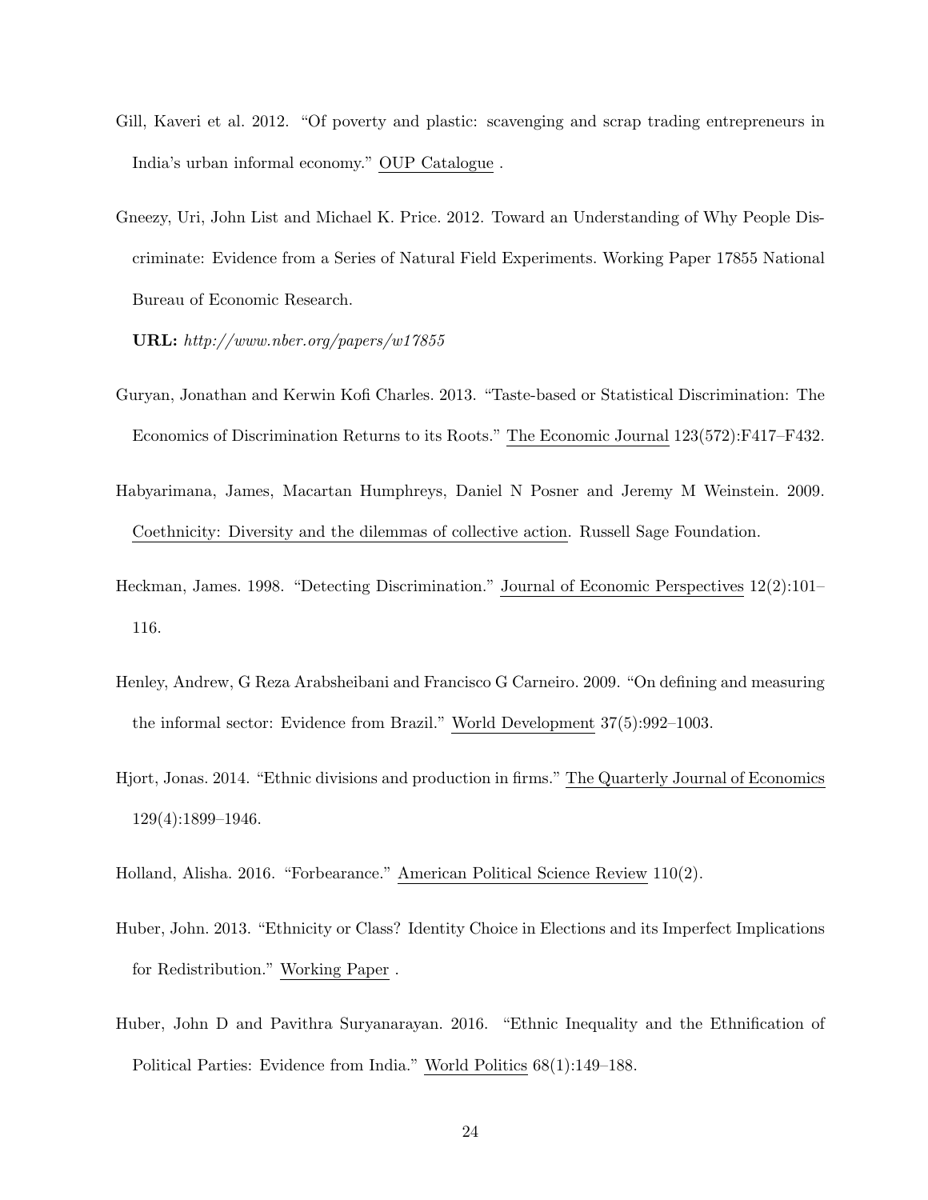Gill, Kaveri et al. 2012. "Of poverty and plastic: scavenging and scrap trading entrepreneurs in India's urban informal economy." OUP Catalogue .

Gneezy, Uri, John List and Michael K. Price. 2012. Toward an Understanding of Why People Discriminate: Evidence from a Series of Natural Field Experiments. Working Paper 17855 National Bureau of Economic Research.

**URL:** *http://www.nber.org/papers/w17855*

Guryan, Jonathan and Kerwin Kofi Charles. 2013. "Taste-based or Statistical Discrimination: The Economics of Discrimination Returns to its Roots." The Economic Journal 123(572):F417–F432.

Habyarimana, James, Macartan Humphreys, Daniel N Posner and Jeremy M Weinstein. 2009. Coethnicity: Diversity and the dilemmas of collective action. Russell Sage Foundation.

Heckman, James. 1998. "Detecting Discrimination." Journal of Economic Perspectives 12(2):101–116.

Henley, Andrew, G Reza Arabsheibani and Francisco G Carneiro. 2009. "On defining and measuring the informal sector: Evidence from Brazil." World Development 37(5):992–1003.

Hjort, Jonas. 2014. "Ethnic divisions and production in firms." The Quarterly Journal of Economics 129(4):1899–1946.

Holland, Alisha. 2016. "Forbearance." American Political Science Review 110(2).

Huber, John. 2013. "Ethnicity or Class? Identity Choice in Elections and its Imperfect Implications for Redistribution." Working Paper .

Huber, John D and Pavithra Suryanarayan. 2016. "Ethnic Inequality and the Ethnification of Political Parties: Evidence from India." World Politics 68(1):149–188.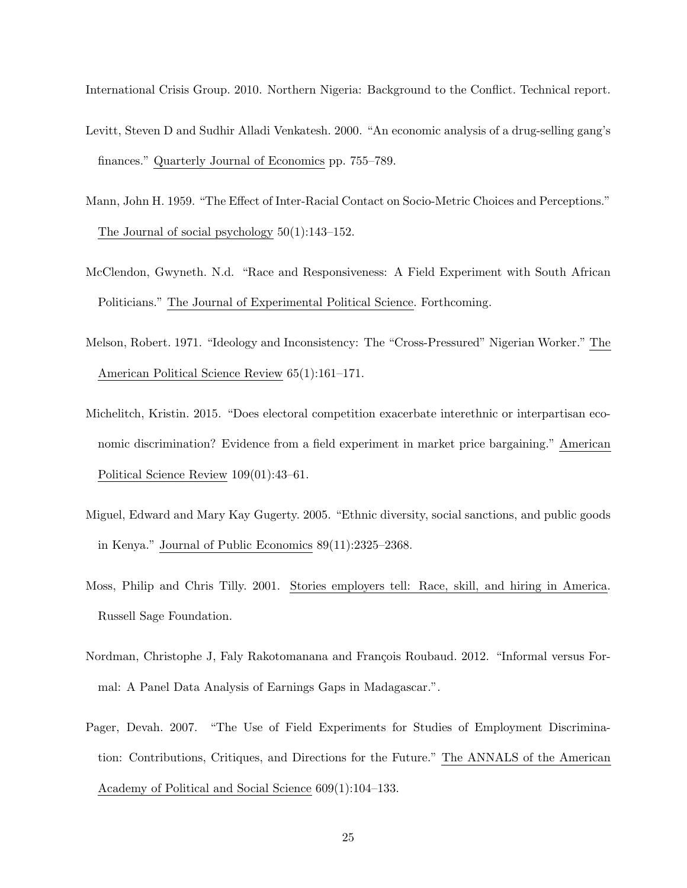International Crisis Group. 2010. Northern Nigeria: Background to the Conflict. Technical report.

Levitt, Steven D and Sudhir Alladi Venkatesh. 2000. "An economic analysis of a drug-selling gang's finances." Quarterly Journal of Economics pp. 755–789.

Mann, John H. 1959. "The Effect of Inter-Racial Contact on Socio-Metric Choices and Perceptions." The Journal of social psychology 50(1):143–152.

McClendon, Gwyneth. N.d. "Race and Responsiveness: A Field Experiment with South African Politicians." The Journal of Experimental Political Science. Forthcoming.

Melson, Robert. 1971. "Ideology and Inconsistency: The "Cross-Pressured" Nigerian Worker." The American Political Science Review 65(1):161–171.

Michelitch, Kristin. 2015. "Does electoral competition exacerbate interethnic or interpartisan economic discrimination? Evidence from a field experiment in market price bargaining." American Political Science Review 109(01):43–61.

Miguel, Edward and Mary Kay Gugerty. 2005. "Ethnic diversity, social sanctions, and public goods in Kenya." Journal of Public Economics 89(11):2325–2368.

Moss, Philip and Chris Tilly. 2001. Stories employers tell: Race, skill, and hiring in America. Russell Sage Foundation.

Nordman, Christophe J, Faly Rakotomanana and François Roubaud. 2012. "Informal versus Formal: A Panel Data Analysis of Earnings Gaps in Madagascar.".

Pager, Devah. 2007. "The Use of Field Experiments for Studies of Employment Discrimination: Contributions, Critiques, and Directions for the Future." The ANNALS of the American Academy of Political and Social Science 609(1):104–133.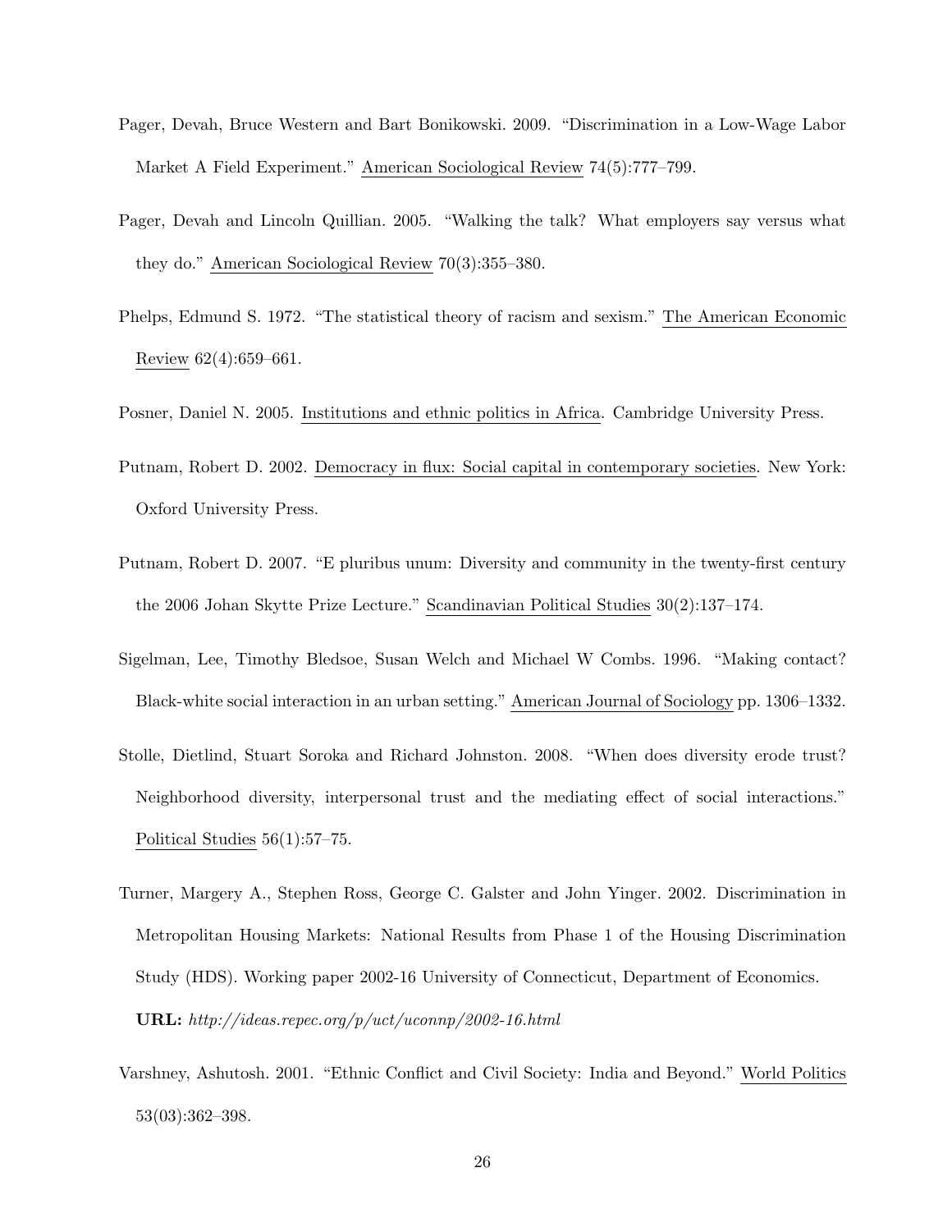Pager, Devah, Bruce Western and Bart Bonikowski. 2009. "Discrimination in a Low-Wage Labor Market A Field Experiment." American Sociological Review 74(5):777–799.

Pager, Devah and Lincoln Quillian. 2005. "Walking the talk? What employers say versus what they do." American Sociological Review 70(3):355–380.

Phelps, Edmund S. 1972. "The statistical theory of racism and sexism." The American Economic Review 62(4):659–661.

Posner, Daniel N. 2005. Institutions and ethnic politics in Africa. Cambridge University Press.

Putnam, Robert D. 2002. Democracy in flux: Social capital in contemporary societies. New York: Oxford University Press.

Putnam, Robert D. 2007. "E pluribus unum: Diversity and community in the twenty-first century the 2006 Johan Skytte Prize Lecture." Scandinavian Political Studies 30(2):137–174.

Sigelman, Lee, Timothy Bledsoe, Susan Welch and Michael W Combs. 1996. "Making contact? Black-white social interaction in an urban setting." American Journal of Sociology pp. 1306–1332.

Stolle, Dietlind, Stuart Soroka and Richard Johnston. 2008. "When does diversity erode trust? Neighborhood diversity, interpersonal trust and the mediating effect of social interactions." Political Studies 56(1):57–75.

Turner, Margery A., Stephen Ross, George C. Galster and John Yinger. 2002. Discrimination in Metropolitan Housing Markets: National Results from Phase 1 of the Housing Discrimination Study (HDS). Working paper 2002-16 University of Connecticut, Department of Economics.
**URL:** *http://ideas.repec.org/p/uct/uconnp/2002-16.html*

Varshney, Ashutosh. 2001. "Ethnic Conflict and Civil Society: India and Beyond." World Politics 53(03):362–398.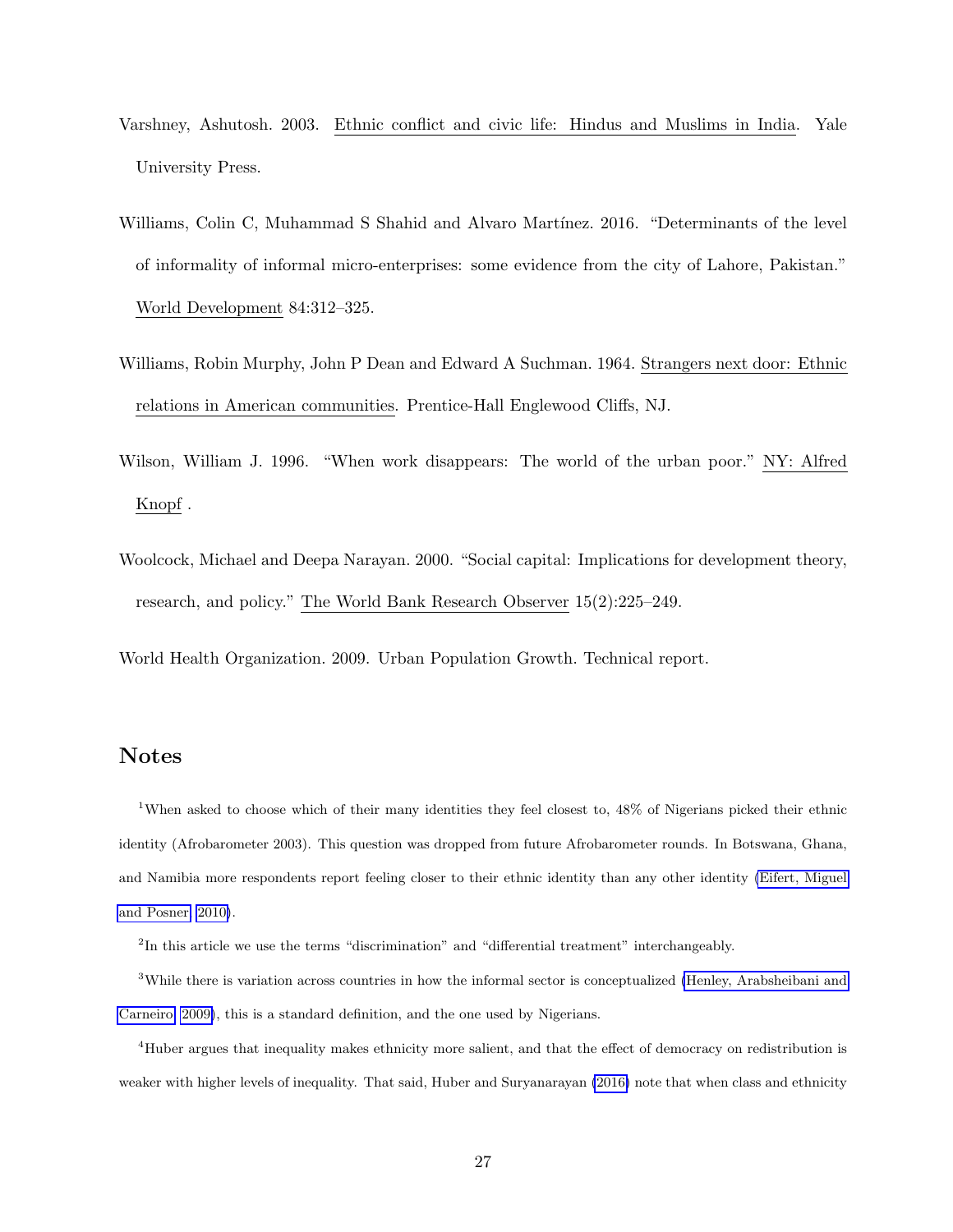Varshney, Ashutosh. 2003. Ethnic conflict and civic life: Hindus and Muslims in India. Yale University Press.

Williams, Colin C, Muhammad S Shahid and Alvaro Martínez. 2016. "Determinants of the level of informality of informal micro-enterprises: some evidence from the city of Lahore, Pakistan." World Development 84:312–325.

Williams, Robin Murphy, John P Dean and Edward A Suchman. 1964. Strangers next door: Ethnic relations in American communities. Prentice-Hall Englewood Cliffs, NJ.

Wilson, William J. 1996. "When work disappears: The world of the urban poor." NY: Alfred Knopf .

Woolcock, Michael and Deepa Narayan. 2000. "Social capital: Implications for development theory, research, and policy." The World Bank Research Observer 15(2):225–249.

World Health Organization. 2009. Urban Population Growth. Technical report.

## Notes

[1]When asked to choose which of their many identities they feel closest to, 48% of Nigerians picked their ethnic identity (Afrobarometer 2003). This question was dropped from future Afrobarometer rounds. In Botswana, Ghana, and Namibia more respondents report feeling closer to their ethnic identity than any other identity (Eifert, Miguel and Posner 2010).

[2]In this article we use the terms "discrimination" and "differential treatment" interchangeably.

[3]While there is variation across countries in how the informal sector is conceptualized (Henley, Arabsheibani and Carneiro 2009), this is a standard definition, and the one used by Nigerians.

[4]Huber argues that inequality makes ethnicity more salient, and that the effect of democracy on redistribution is weaker with higher levels of inequality. That said, Huber and Suryanarayan (2016) note that when class and ethnicity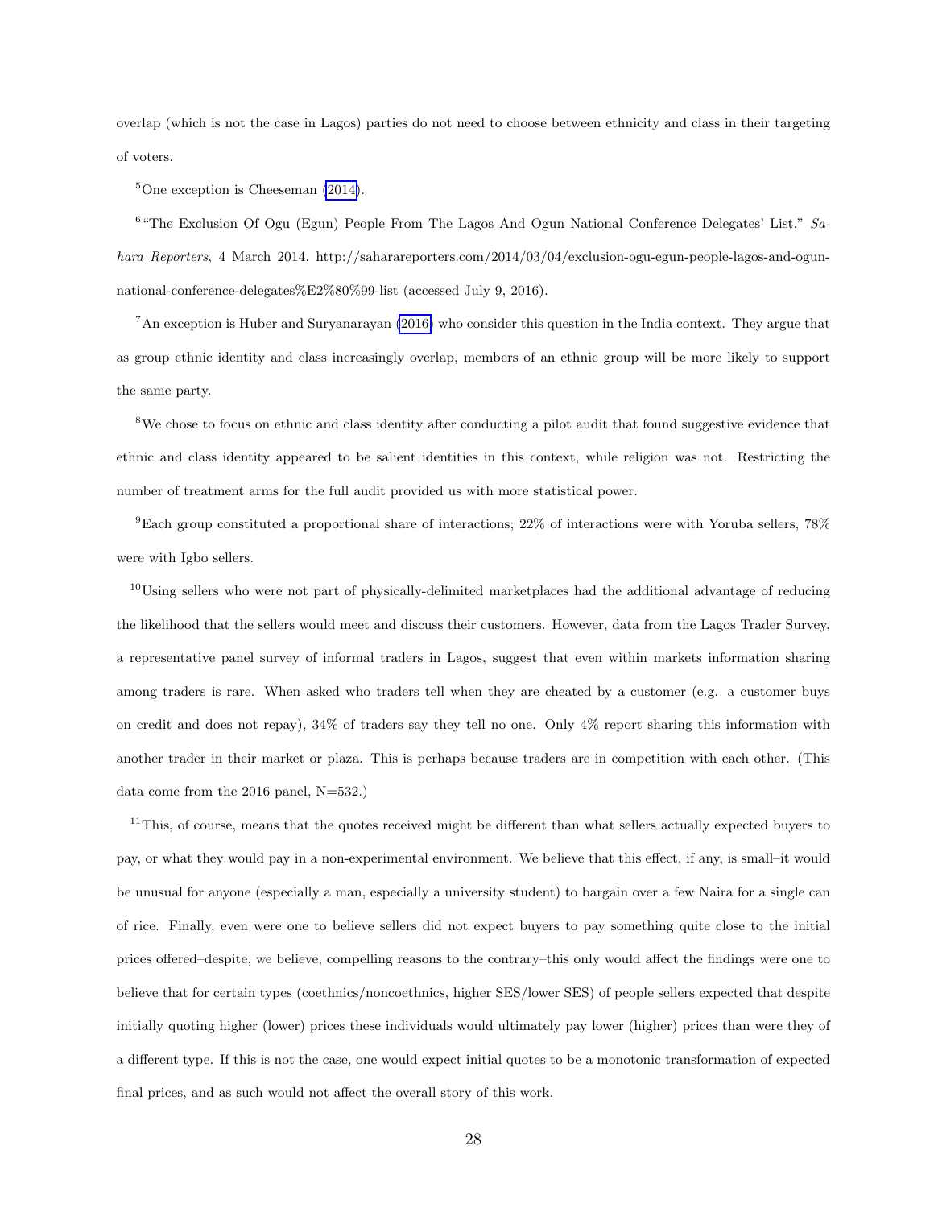overlap (which is not the case in Lagos) parties do not need to choose between ethnicity and class in their targeting of voters.

[5]One exception is Cheeseman (2014).

[6]"The Exclusion Of Ogu (Egun) People From The Lagos And Ogun National Conference Delegates' List," *Sahara Reporters*, 4 March 2014, http://saharareporters.com/2014/03/04/exclusion-ogu-egun-people-lagos-and-ogun-national-conference-delegates%E2%80%99-list (accessed July 9, 2016).

[7]An exception is Huber and Suryanarayan (2016) who consider this question in the India context. They argue that as group ethnic identity and class increasingly overlap, members of an ethnic group will be more likely to support the same party.

[8]We chose to focus on ethnic and class identity after conducting a pilot audit that found suggestive evidence that ethnic and class identity appeared to be salient identities in this context, while religion was not. Restricting the number of treatment arms for the full audit provided us with more statistical power.

[9]Each group constituted a proportional share of interactions; 22% of interactions were with Yoruba sellers, 78% were with Igbo sellers.

[10]Using sellers who were not part of physically-delimited marketplaces had the additional advantage of reducing the likelihood that the sellers would meet and discuss their customers. However, data from the Lagos Trader Survey, a representative panel survey of informal traders in Lagos, suggest that even within markets information sharing among traders is rare. When asked who traders tell when they are cheated by a customer (e.g. a customer buys on credit and does not repay), 34% of traders say they tell no one. Only 4% report sharing this information with another trader in their market or plaza. This is perhaps because traders are in competition with each other. (This data come from the 2016 panel, N=532.)

[11]This, of course, means that the quotes received might be different than what sellers actually expected buyers to pay, or what they would pay in a non-experimental environment. We believe that this effect, if any, is small–it would be unusual for anyone (especially a man, especially a university student) to bargain over a few Naira for a single can of rice. Finally, even were one to believe sellers did not expect buyers to pay something quite close to the initial prices offered–despite, we believe, compelling reasons to the contrary–this only would affect the findings were one to believe that for certain types (coethnics/noncoethnics, higher SES/lower SES) of people sellers expected that despite initially quoting higher (lower) prices these individuals would ultimately pay lower (higher) prices than were they of a different type. If this is not the case, one would expect initial quotes to be a monotonic transformation of expected final prices, and as such would not affect the overall story of this work.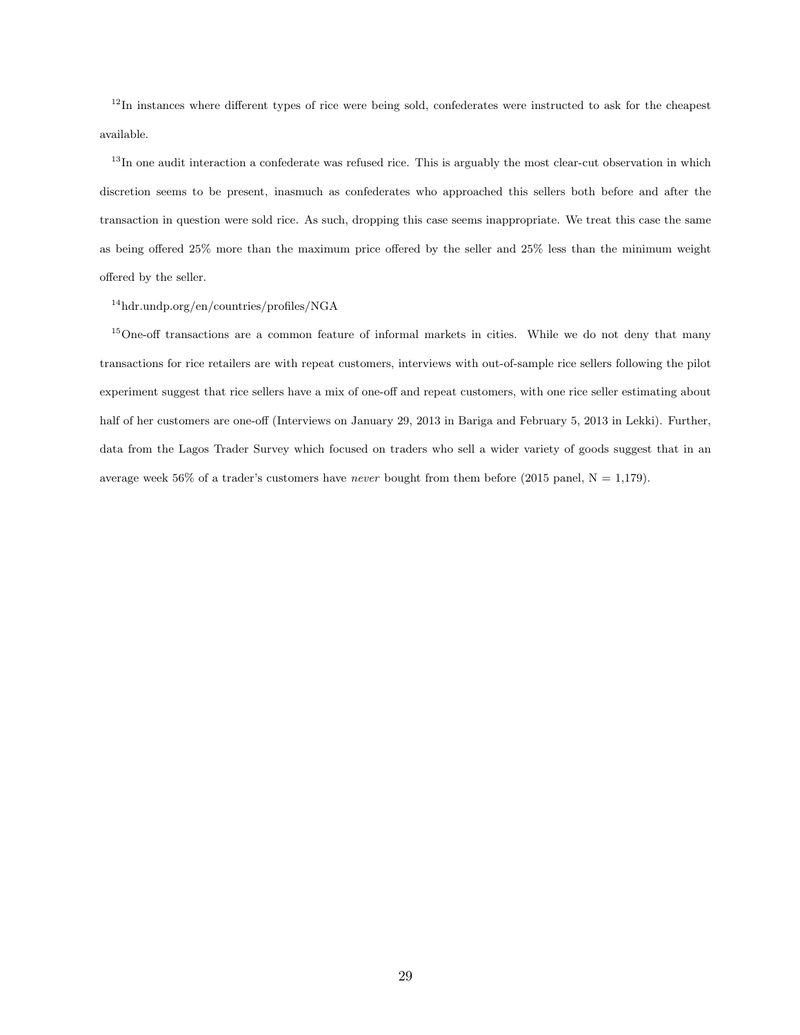[12]In instances where different types of rice were being sold, confederates were instructed to ask for the cheapest available.

[13]In one audit interaction a confederate was refused rice. This is arguably the most clear-cut observation in which discretion seems to be present, inasmuch as confederates who approached this sellers both before and after the transaction in question were sold rice. As such, dropping this case seems inappropriate. We treat this case the same as being offered 25% more than the maximum price offered by the seller and 25% less than the minimum weight offered by the seller.

[14]hdr.undp.org/en/countries/profiles/NGA

[15]One-off transactions are a common feature of informal markets in cities. While we do not deny that many transactions for rice retailers are with repeat customers, interviews with out-of-sample rice sellers following the pilot experiment suggest that rice sellers have a mix of one-off and repeat customers, with one rice seller estimating about half of her customers are one-off (Interviews on January 29, 2013 in Bariga and February 5, 2013 in Lekki). Further, data from the Lagos Trader Survey which focused on traders who sell a wider variety of goods suggest that in an average week 56% of a trader's customers have *never* bought from them before (2015 panel, N = 1,179).